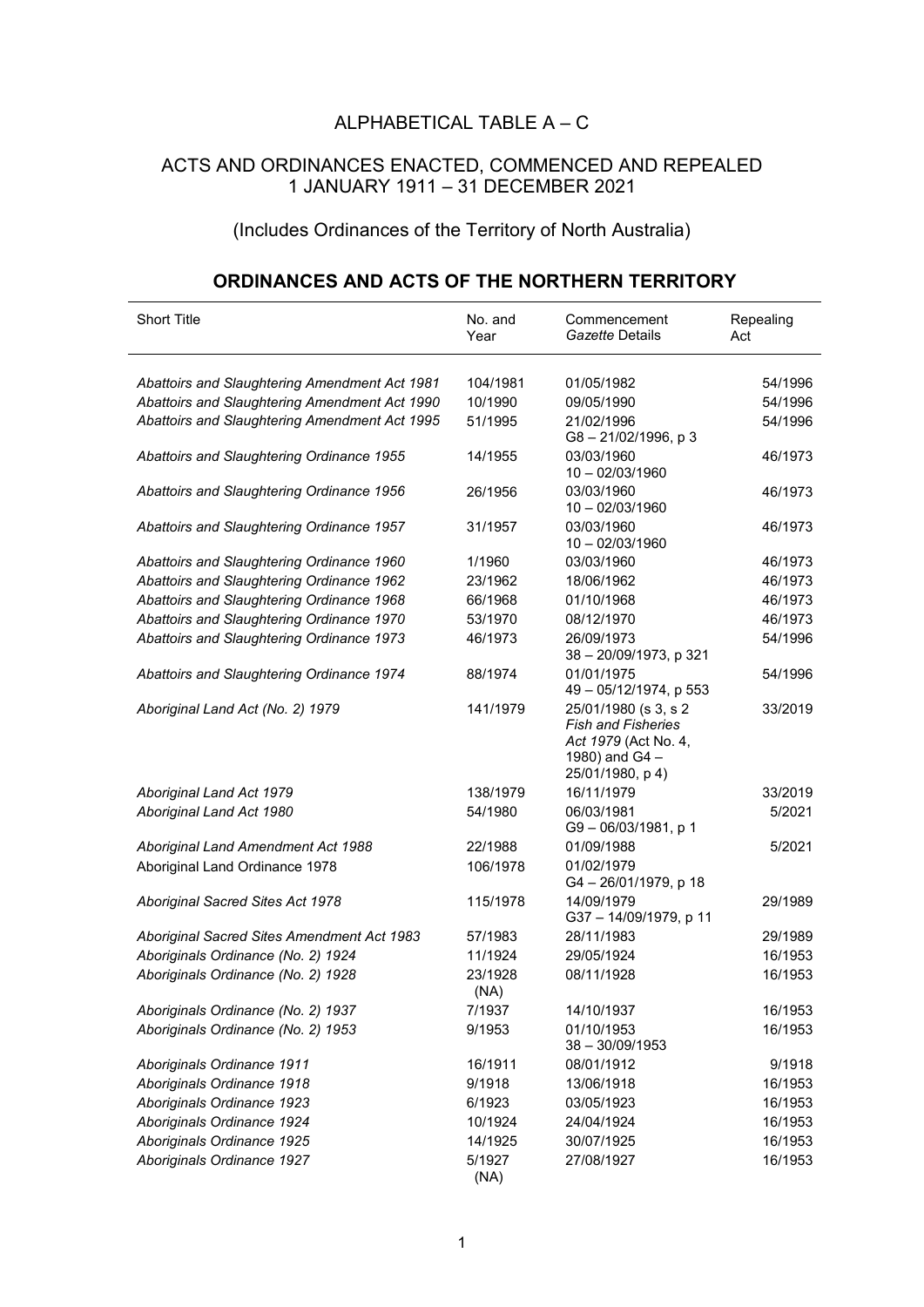# ALPHABETICAL TABLE A – C

## ACTS AND ORDINANCES ENACTED, COMMENCED AND REPEALED 1 JANUARY 1911 – 31 DECEMBER 2021

(Includes Ordinances of the Territory of North Australia)

## ORDINANCES AND ACTS OF THE NORTHERN TERRITORY

| Short Title | No. and Year | Commencement *Gazette* Details | Repealing Act |
|---|---|---|---|
| *Abattoirs and Slaughtering Amendment Act 1981* | 104/1981 | 01/05/1982 | 54/1996 |
| *Abattoirs and Slaughtering Amendment Act 1990* | 10/1990 | 09/05/1990 | 54/1996 |
| *Abattoirs and Slaughtering Amendment Act 1995* | 51/1995 | 21/02/1996<br>G8 – 21/02/1996, p 3 | 54/1996 |
| *Abattoirs and Slaughtering Ordinance 1955* | 14/1955 | 03/03/1960<br>10 – 02/03/1960 | 46/1973 |
| *Abattoirs and Slaughtering Ordinance 1956* | 26/1956 | 03/03/1960<br>10 – 02/03/1960 | 46/1973 |
| *Abattoirs and Slaughtering Ordinance 1957* | 31/1957 | 03/03/1960<br>10 – 02/03/1960 | 46/1973 |
| *Abattoirs and Slaughtering Ordinance 1960* | 1/1960 | 03/03/1960 | 46/1973 |
| *Abattoirs and Slaughtering Ordinance 1962* | 23/1962 | 18/06/1962 | 46/1973 |
| *Abattoirs and Slaughtering Ordinance 1968* | 66/1968 | 01/10/1968 | 46/1973 |
| *Abattoirs and Slaughtering Ordinance 1970* | 53/1970 | 08/12/1970 | 46/1973 |
| *Abattoirs and Slaughtering Ordinance 1973* | 46/1973 | 26/09/1973<br>38 – 20/09/1973, p 321 | 54/1996 |
| *Abattoirs and Slaughtering Ordinance 1974* | 88/1974 | 01/01/1975<br>49 – 05/12/1974, p 553 | 54/1996 |
| *Aboriginal Land Act (No. 2) 1979* | 141/1979 | 25/01/1980 (s 3, s 2 *Fish and Fisheries Act 1979* (Act No. 4, 1980) and G4 – 25/01/1980, p 4) | 33/2019 |
| *Aboriginal Land Act 1979* | 138/1979 | 16/11/1979 | 33/2019 |
| *Aboriginal Land Act 1980* | 54/1980 | 06/03/1981<br>G9 – 06/03/1981, p 1 | 5/2021 |
| *Aboriginal Land Amendment Act 1988* | 22/1988 | 01/09/1988 | 5/2021 |
| Aboriginal Land Ordinance 1978 | 106/1978 | 01/02/1979<br>G4 – 26/01/1979, p 18 | |
| *Aboriginal Sacred Sites Act 1978* | 115/1978 | 14/09/1979<br>G37 – 14/09/1979, p 11 | 29/1989 |
| *Aboriginal Sacred Sites Amendment Act 1983* | 57/1983 | 28/11/1983 | 29/1989 |
| *Aboriginals Ordinance (No. 2) 1924* | 11/1924 | 29/05/1924 | 16/1953 |
| *Aboriginals Ordinance (No. 2) 1928* | 23/1928 (NA) | 08/11/1928 | 16/1953 |
| *Aboriginals Ordinance (No. 2) 1937* | 7/1937 | 14/10/1937 | 16/1953 |
| *Aboriginals Ordinance (No. 2) 1953* | 9/1953 | 01/10/1953<br>38 – 30/09/1953 | 16/1953 |
| *Aboriginals Ordinance 1911* | 16/1911 | 08/01/1912 | 9/1918 |
| *Aboriginals Ordinance 1918* | 9/1918 | 13/06/1918 | 16/1953 |
| *Aboriginals Ordinance 1923* | 6/1923 | 03/05/1923 | 16/1953 |
| *Aboriginals Ordinance 1924* | 10/1924 | 24/04/1924 | 16/1953 |
| *Aboriginals Ordinance 1925* | 14/1925 | 30/07/1925 | 16/1953 |
| *Aboriginals Ordinance 1927* | 5/1927 (NA) | 27/08/1927 | 16/1953 |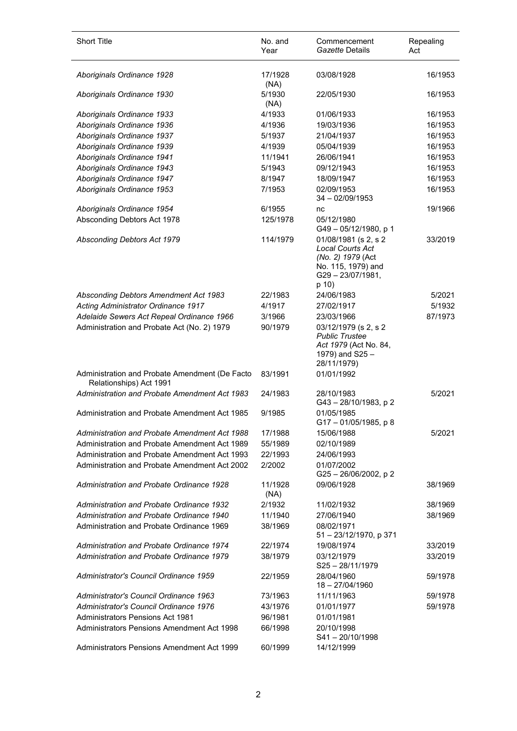| Short Title | No. and Year | Commencement *Gazette* Details | Repealing Act |
|---|---|---|---|
| *Aboriginals Ordinance 1928* | 17/1928 (NA) | 03/08/1928 | 16/1953 |
| *Aboriginals Ordinance 1930* | 5/1930 (NA) | 22/05/1930 | 16/1953 |
| *Aboriginals Ordinance 1933* | 4/1933 | 01/06/1933 | 16/1953 |
| *Aboriginals Ordinance 1936* | 4/1936 | 19/03/1936 | 16/1953 |
| *Aboriginals Ordinance 1937* | 5/1937 | 21/04/1937 | 16/1953 |
| *Aboriginals Ordinance 1939* | 4/1939 | 05/04/1939 | 16/1953 |
| *Aboriginals Ordinance 1941* | 11/1941 | 26/06/1941 | 16/1953 |
| *Aboriginals Ordinance 1943* | 5/1943 | 09/12/1943 | 16/1953 |
| *Aboriginals Ordinance 1947* | 8/1947 | 18/09/1947 | 16/1953 |
| *Aboriginals Ordinance 1953* | 7/1953 | 02/09/1953 34 – 02/09/1953 | 16/1953 |
| *Aboriginals Ordinance 1954* | 6/1955 | nc | 19/1966 |
| Absconding Debtors Act 1978 | 125/1978 | 05/12/1980 G49 – 05/12/1980, p 1 | |
| *Absconding Debtors Act 1979* | 114/1979 | 01/08/1981 (s 2, s 2 *Local Courts Act (No. 2) 1979* (Act No. 115, 1979) and G29 – 23/07/1981, p 10) | 33/2019 |
| *Absconding Debtors Amendment Act 1983* | 22/1983 | 24/06/1983 | 5/2021 |
| *Acting Administrator Ordinance 1917* | 4/1917 | 27/02/1917 | 5/1932 |
| *Adelaide Sewers Act Repeal Ordinance 1966* | 3/1966 | 23/03/1966 | 87/1973 |
| Administration and Probate Act (No. 2) 1979 | 90/1979 | 03/12/1979 (s 2, s 2 *Public Trustee Act 1979* (Act No. 84, 1979) and S25 – 28/11/1979) | |
| Administration and Probate Amendment (De Facto Relationships) Act 1991 | 83/1991 | 01/01/1992 | |
| *Administration and Probate Amendment Act 1983* | 24/1983 | 28/10/1983 G43 – 28/10/1983, p 2 | 5/2021 |
| Administration and Probate Amendment Act 1985 | 9/1985 | 01/05/1985 G17 – 01/05/1985, p 8 | |
| *Administration and Probate Amendment Act 1988* | 17/1988 | 15/06/1988 | 5/2021 |
| Administration and Probate Amendment Act 1989 | 55/1989 | 02/10/1989 | |
| Administration and Probate Amendment Act 1993 | 22/1993 | 24/06/1993 | |
| Administration and Probate Amendment Act 2002 | 2/2002 | 01/07/2002 G25 – 26/06/2002, p 2 | |
| *Administration and Probate Ordinance 1928* | 11/1928 (NA) | 09/06/1928 | 38/1969 |
| *Administration and Probate Ordinance 1932* | 2/1932 | 11/02/1932 | 38/1969 |
| *Administration and Probate Ordinance 1940* | 11/1940 | 27/06/1940 | 38/1969 |
| Administration and Probate Ordinance 1969 | 38/1969 | 08/02/1971 51 – 23/12/1970, p 371 | |
| *Administration and Probate Ordinance 1974* | 22/1974 | 19/08/1974 | 33/2019 |
| *Administration and Probate Ordinance 1979* | 38/1979 | 03/12/1979 S25 – 28/11/1979 | 33/2019 |
| *Administrator's Council Ordinance 1959* | 22/1959 | 28/04/1960 18 – 27/04/1960 | 59/1978 |
| *Administrator's Council Ordinance 1963* | 73/1963 | 11/11/1963 | 59/1978 |
| *Administrator's Council Ordinance 1976* | 43/1976 | 01/01/1977 | 59/1978 |
| Administrators Pensions Act 1981 | 96/1981 | 01/01/1981 | |
| Administrators Pensions Amendment Act 1998 | 66/1998 | 20/10/1998 S41 – 20/10/1998 | |
| Administrators Pensions Amendment Act 1999 | 60/1999 | 14/12/1999 | |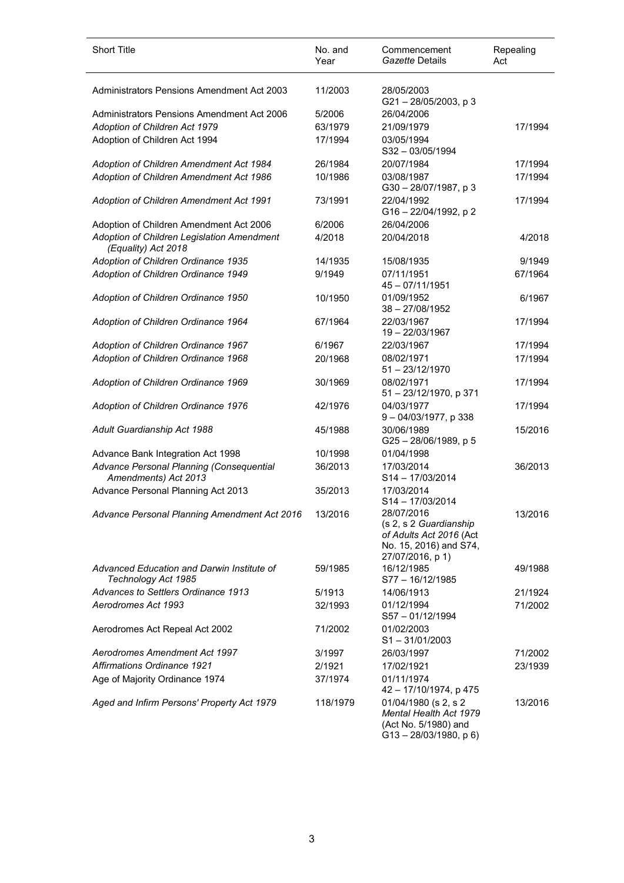| Short Title | No. and Year | Commencement *Gazette* Details | Repealing Act |
|---|---|---|---|
| Administrators Pensions Amendment Act 2003 | 11/2003 | 28/05/2003 G21 – 28/05/2003, p 3 | |
| Administrators Pensions Amendment Act 2006 | 5/2006 | 26/04/2006 | |
| *Adoption of Children Act 1979* | 63/1979 | 21/09/1979 | 17/1994 |
| Adoption of Children Act 1994 | 17/1994 | 03/05/1994 S32 – 03/05/1994 | |
| *Adoption of Children Amendment Act 1984* | 26/1984 | 20/07/1984 | 17/1994 |
| *Adoption of Children Amendment Act 1986* | 10/1986 | 03/08/1987 G30 – 28/07/1987, p 3 | 17/1994 |
| *Adoption of Children Amendment Act 1991* | 73/1991 | 22/04/1992 G16 – 22/04/1992, p 2 | 17/1994 |
| Adoption of Children Amendment Act 2006 | 6/2006 | 26/04/2006 | |
| *Adoption of Children Legislation Amendment (Equality) Act 2018* | 4/2018 | 20/04/2018 | 4/2018 |
| *Adoption of Children Ordinance 1935* | 14/1935 | 15/08/1935 | 9/1949 |
| *Adoption of Children Ordinance 1949* | 9/1949 | 07/11/1951 45 – 07/11/1951 | 67/1964 |
| *Adoption of Children Ordinance 1950* | 10/1950 | 01/09/1952 38 – 27/08/1952 | 6/1967 |
| *Adoption of Children Ordinance 1964* | 67/1964 | 22/03/1967 19 – 22/03/1967 | 17/1994 |
| *Adoption of Children Ordinance 1967* | 6/1967 | 22/03/1967 | 17/1994 |
| *Adoption of Children Ordinance 1968* | 20/1968 | 08/02/1971 51 – 23/12/1970 | 17/1994 |
| *Adoption of Children Ordinance 1969* | 30/1969 | 08/02/1971 51 – 23/12/1970, p 371 | 17/1994 |
| *Adoption of Children Ordinance 1976* | 42/1976 | 04/03/1977 9 – 04/03/1977, p 338 | 17/1994 |
| *Adult Guardianship Act 1988* | 45/1988 | 30/06/1989 G25 – 28/06/1989, p 5 | 15/2016 |
| Advance Bank Integration Act 1998 | 10/1998 | 01/04/1998 | |
| *Advance Personal Planning (Consequential Amendments) Act 2013* | 36/2013 | 17/03/2014 S14 – 17/03/2014 | 36/2013 |
| Advance Personal Planning Act 2013 | 35/2013 | 17/03/2014 S14 – 17/03/2014 | |
| *Advance Personal Planning Amendment Act 2016* | 13/2016 | 28/07/2016 (s 2, s 2 *Guardianship of Adults Act 2016* (Act No. 15, 2016) and S74, 27/07/2016, p 1) | 13/2016 |
| *Advanced Education and Darwin Institute of Technology Act 1985* | 59/1985 | 16/12/1985 S77 – 16/12/1985 | 49/1988 |
| *Advances to Settlers Ordinance 1913* | 5/1913 | 14/06/1913 | 21/1924 |
| *Aerodromes Act 1993* | 32/1993 | 01/12/1994 S57 – 01/12/1994 | 71/2002 |
| Aerodromes Act Repeal Act 2002 | 71/2002 | 01/02/2003 S1 – 31/01/2003 | |
| *Aerodromes Amendment Act 1997* | 3/1997 | 26/03/1997 | 71/2002 |
| *Affirmations Ordinance 1921* | 2/1921 | 17/02/1921 | 23/1939 |
| Age of Majority Ordinance 1974 | 37/1974 | 01/11/1974 42 – 17/10/1974, p 475 | |
| *Aged and Infirm Persons' Property Act 1979* | 118/1979 | 01/04/1980 (s 2, s 2 *Mental Health Act 1979* (Act No. 5/1980) and G13 – 28/03/1980, p 6) | 13/2016 |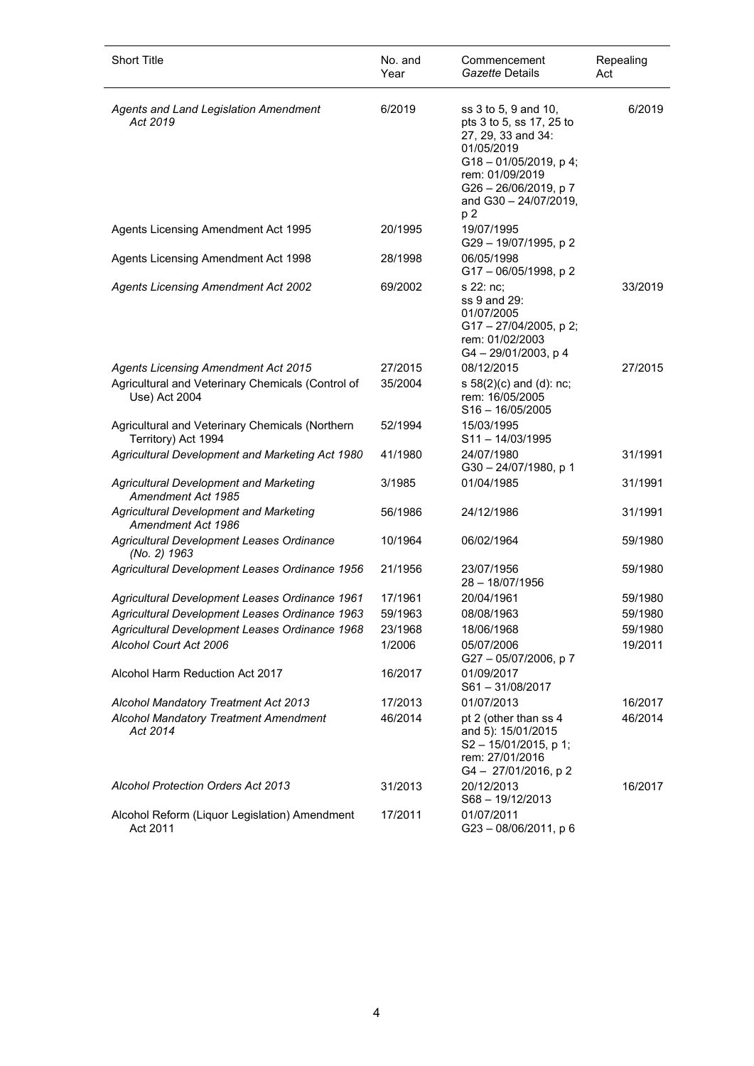| Short Title | No. and Year | Commencement *Gazette* Details | Repealing Act |
|---|---|---|---|
| *Agents and Land Legislation Amendment Act 2019* | 6/2019 | ss 3 to 5, 9 and 10, pts 3 to 5, ss 17, 25 to 27, 29, 33 and 34: 01/05/2019 G18 – 01/05/2019, p 4; rem: 01/09/2019 G26 – 26/06/2019, p 7 and G30 – 24/07/2019, p 2 | 6/2019 |
| Agents Licensing Amendment Act 1995 | 20/1995 | 19/07/1995 G29 – 19/07/1995, p 2 | |
| Agents Licensing Amendment Act 1998 | 28/1998 | 06/05/1998 G17 – 06/05/1998, p 2 | |
| *Agents Licensing Amendment Act 2002* | 69/2002 | s 22: nc; ss 9 and 29: 01/07/2005 G17 – 27/04/2005, p 2; rem: 01/02/2003 G4 – 29/01/2003, p 4 | 33/2019 |
| *Agents Licensing Amendment Act 2015* | 27/2015 | 08/12/2015 | 27/2015 |
| Agricultural and Veterinary Chemicals (Control of Use) Act 2004 | 35/2004 | s 58(2)(c) and (d): nc; rem: 16/05/2005 S16 – 16/05/2005 | |
| Agricultural and Veterinary Chemicals (Northern Territory) Act 1994 | 52/1994 | 15/03/1995 S11 – 14/03/1995 | |
| *Agricultural Development and Marketing Act 1980* | 41/1980 | 24/07/1980 G30 – 24/07/1980, p 1 | 31/1991 |
| *Agricultural Development and Marketing Amendment Act 1985* | 3/1985 | 01/04/1985 | 31/1991 |
| *Agricultural Development and Marketing Amendment Act 1986* | 56/1986 | 24/12/1986 | 31/1991 |
| *Agricultural Development Leases Ordinance (No. 2) 1963* | 10/1964 | 06/02/1964 | 59/1980 |
| *Agricultural Development Leases Ordinance 1956* | 21/1956 | 23/07/1956 28 – 18/07/1956 | 59/1980 |
| *Agricultural Development Leases Ordinance 1961* | 17/1961 | 20/04/1961 | 59/1980 |
| *Agricultural Development Leases Ordinance 1963* | 59/1963 | 08/08/1963 | 59/1980 |
| *Agricultural Development Leases Ordinance 1968* | 23/1968 | 18/06/1968 | 59/1980 |
| *Alcohol Court Act 2006* | 1/2006 | 05/07/2006 G27 – 05/07/2006, p 7 | 19/2011 |
| Alcohol Harm Reduction Act 2017 | 16/2017 | 01/09/2017 S61 – 31/08/2017 | |
| *Alcohol Mandatory Treatment Act 2013* | 17/2013 | 01/07/2013 | 16/2017 |
| *Alcohol Mandatory Treatment Amendment Act 2014* | 46/2014 | pt 2 (other than ss 4 and 5): 15/01/2015 S2 – 15/01/2015, p 1; rem: 27/01/2016 G4 – 27/01/2016, p 2 | 46/2014 |
| *Alcohol Protection Orders Act 2013* | 31/2013 | 20/12/2013 S68 – 19/12/2013 | 16/2017 |
| Alcohol Reform (Liquor Legislation) Amendment Act 2011 | 17/2011 | 01/07/2011 G23 – 08/06/2011, p 6 | |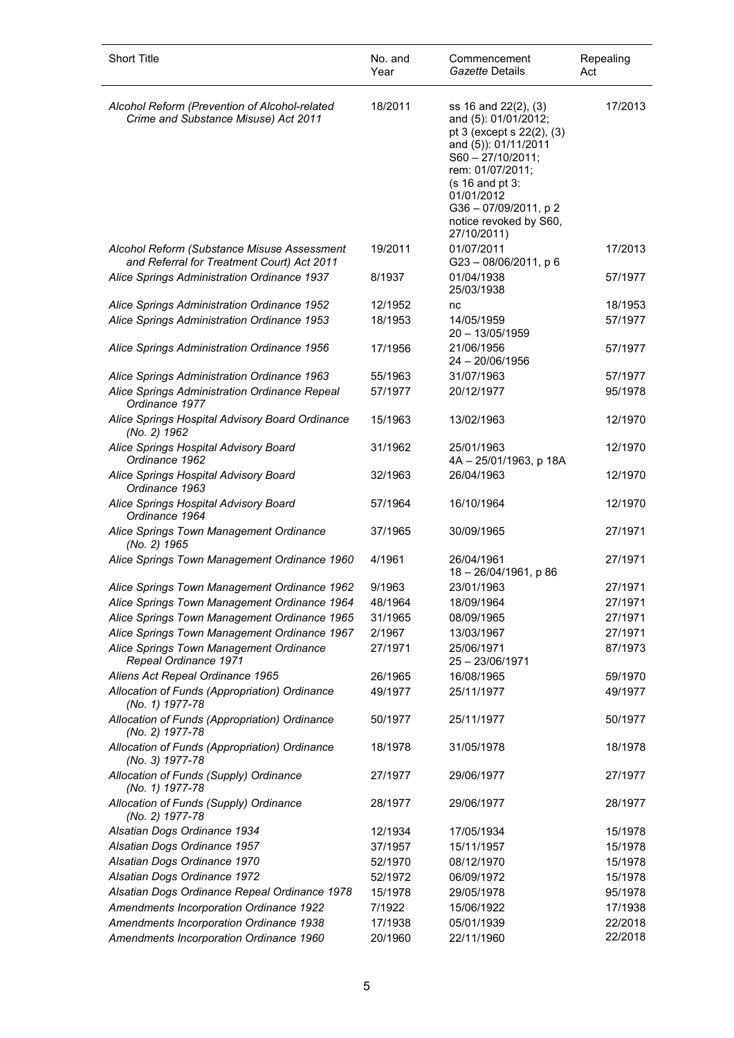| Short Title | No. and Year | Commencement *Gazette* Details | Repealing Act |
|---|---|---|---|
| *Alcohol Reform (Prevention of Alcohol-related Crime and Substance Misuse) Act 2011* | 18/2011 | ss 16 and 22(2), (3) and (5): 01/01/2012; pt 3 (except s 22(2), (3) and (5)): 01/11/2011 S60 – 27/10/2011; rem: 01/07/2011; (s 16 and pt 3: 01/01/2012 G36 – 07/09/2011, p 2 notice revoked by S60, 27/10/2011) | 17/2013 |
| *Alcohol Reform (Substance Misuse Assessment and Referral for Treatment Court) Act 2011* | 19/2011 | 01/07/2011 G23 – 08/06/2011, p 6 | 17/2013 |
| *Alice Springs Administration Ordinance 1937* | 8/1937 | 01/04/1938 25/03/1938 | 57/1977 |
| *Alice Springs Administration Ordinance 1952* | 12/1952 | nc | 18/1953 |
| *Alice Springs Administration Ordinance 1953* | 18/1953 | 14/05/1959 20 – 13/05/1959 | 57/1977 |
| *Alice Springs Administration Ordinance 1956* | 17/1956 | 21/06/1956 24 – 20/06/1956 | 57/1977 |
| *Alice Springs Administration Ordinance 1963* | 55/1963 | 31/07/1963 | 57/1977 |
| *Alice Springs Administration Ordinance Repeal Ordinance 1977* | 57/1977 | 20/12/1977 | 95/1978 |
| *Alice Springs Hospital Advisory Board Ordinance (No. 2) 1962* | 15/1963 | 13/02/1963 | 12/1970 |
| *Alice Springs Hospital Advisory Board Ordinance 1962* | 31/1962 | 25/01/1963 4A – 25/01/1963, p 18A | 12/1970 |
| *Alice Springs Hospital Advisory Board Ordinance 1963* | 32/1963 | 26/04/1963 | 12/1970 |
| *Alice Springs Hospital Advisory Board Ordinance 1964* | 57/1964 | 16/10/1964 | 12/1970 |
| *Alice Springs Town Management Ordinance (No. 2) 1965* | 37/1965 | 30/09/1965 | 27/1971 |
| *Alice Springs Town Management Ordinance 1960* | 4/1961 | 26/04/1961 18 – 26/04/1961, p 86 | 27/1971 |
| *Alice Springs Town Management Ordinance 1962* | 9/1963 | 23/01/1963 | 27/1971 |
| *Alice Springs Town Management Ordinance 1964* | 48/1964 | 18/09/1964 | 27/1971 |
| *Alice Springs Town Management Ordinance 1965* | 31/1965 | 08/09/1965 | 27/1971 |
| *Alice Springs Town Management Ordinance 1967* | 2/1967 | 13/03/1967 | 27/1971 |
| *Alice Springs Town Management Ordinance Repeal Ordinance 1971* | 27/1971 | 25/06/1971 25 – 23/06/1971 | 87/1973 |
| *Aliens Act Repeal Ordinance 1965* | 26/1965 | 16/08/1965 | 59/1970 |
| *Allocation of Funds (Appropriation) Ordinance (No. 1) 1977-78* | 49/1977 | 25/11/1977 | 49/1977 |
| *Allocation of Funds (Appropriation) Ordinance (No. 2) 1977-78* | 50/1977 | 25/11/1977 | 50/1977 |
| *Allocation of Funds (Appropriation) Ordinance (No. 3) 1977-78* | 18/1978 | 31/05/1978 | 18/1978 |
| *Allocation of Funds (Supply) Ordinance (No. 1) 1977-78* | 27/1977 | 29/06/1977 | 27/1977 |
| *Allocation of Funds (Supply) Ordinance (No. 2) 1977-78* | 28/1977 | 29/06/1977 | 28/1977 |
| *Alsatian Dogs Ordinance 1934* | 12/1934 | 17/05/1934 | 15/1978 |
| *Alsatian Dogs Ordinance 1957* | 37/1957 | 15/11/1957 | 15/1978 |
| *Alsatian Dogs Ordinance 1970* | 52/1970 | 08/12/1970 | 15/1978 |
| *Alsatian Dogs Ordinance 1972* | 52/1972 | 06/09/1972 | 15/1978 |
| *Alsatian Dogs Ordinance Repeal Ordinance 1978* | 15/1978 | 29/05/1978 | 95/1978 |
| *Amendments Incorporation Ordinance 1922* | 7/1922 | 15/06/1922 | 17/1938 |
| *Amendments Incorporation Ordinance 1938* | 17/1938 | 05/01/1939 | 22/2018 |
| *Amendments Incorporation Ordinance 1960* | 20/1960 | 22/11/1960 | 22/2018 |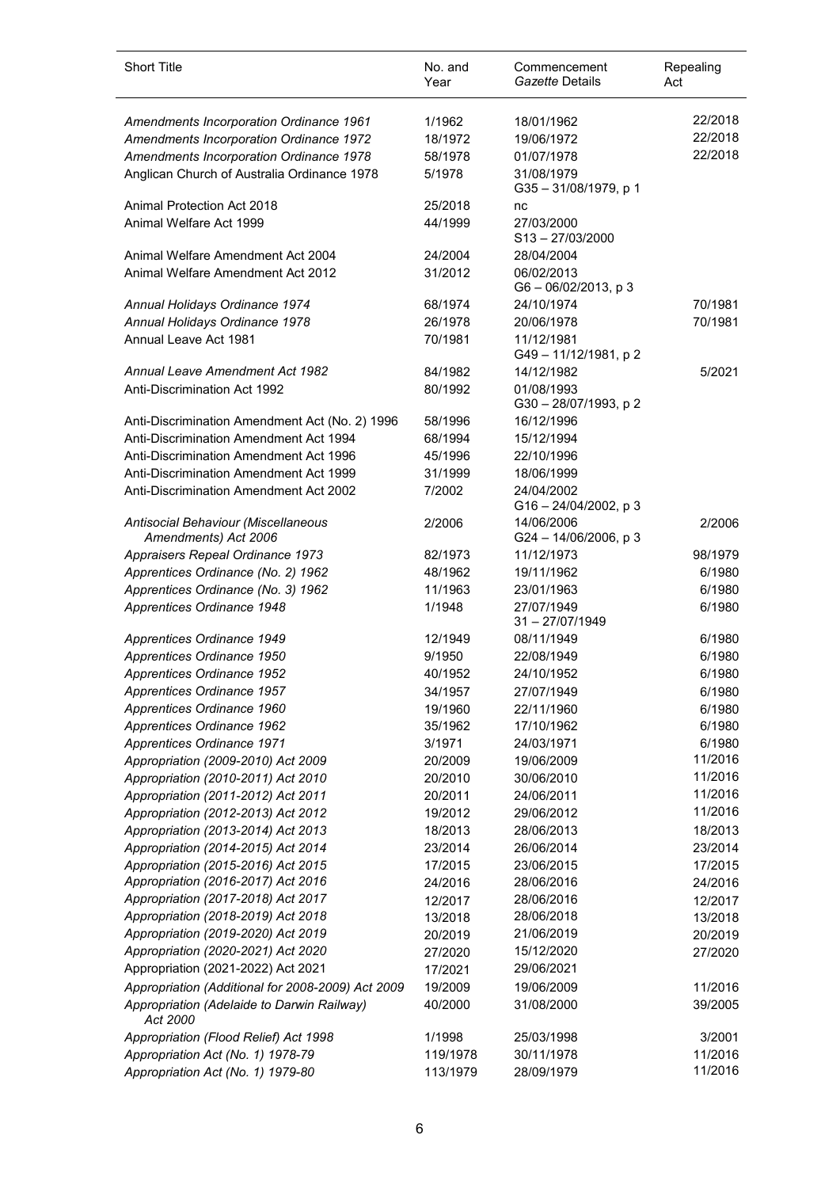| Short Title | No. and Year | Commencement *Gazette* Details | Repealing Act |
|---|---|---|---|
| *Amendments Incorporation Ordinance 1961* | 1/1962 | 18/01/1962 | 22/2018 |
| *Amendments Incorporation Ordinance 1972* | 18/1972 | 19/06/1972 | 22/2018 |
| *Amendments Incorporation Ordinance 1978* | 58/1978 | 01/07/1978 | 22/2018 |
| Anglican Church of Australia Ordinance 1978 | 5/1978 | 31/08/1979<br>G35 – 31/08/1979, p 1 | |
| Animal Protection Act 2018 | 25/2018 | nc | |
| Animal Welfare Act 1999 | 44/1999 | 27/03/2000<br>S13 – 27/03/2000 | |
| Animal Welfare Amendment Act 2004 | 24/2004 | 28/04/2004 | |
| Animal Welfare Amendment Act 2012 | 31/2012 | 06/02/2013<br>G6 – 06/02/2013, p 3 | |
| *Annual Holidays Ordinance 1974* | 68/1974 | 24/10/1974 | 70/1981 |
| *Annual Holidays Ordinance 1978* | 26/1978 | 20/06/1978 | 70/1981 |
| Annual Leave Act 1981 | 70/1981 | 11/12/1981<br>G49 – 11/12/1981, p 2 | |
| *Annual Leave Amendment Act 1982* | 84/1982 | 14/12/1982 | 5/2021 |
| Anti-Discrimination Act 1992 | 80/1992 | 01/08/1993<br>G30 – 28/07/1993, p 2 | |
| Anti-Discrimination Amendment Act (No. 2) 1996 | 58/1996 | 16/12/1996 | |
| Anti-Discrimination Amendment Act 1994 | 68/1994 | 15/12/1994 | |
| Anti-Discrimination Amendment Act 1996 | 45/1996 | 22/10/1996 | |
| Anti-Discrimination Amendment Act 1999 | 31/1999 | 18/06/1999 | |
| Anti-Discrimination Amendment Act 2002 | 7/2002 | 24/04/2002<br>G16 – 24/04/2002, p 3 | |
| *Antisocial Behaviour (Miscellaneous Amendments) Act 2006* | 2/2006 | 14/06/2006<br>G24 – 14/06/2006, p 3 | 2/2006 |
| *Appraisers Repeal Ordinance 1973* | 82/1973 | 11/12/1973 | 98/1979 |
| *Apprentices Ordinance (No. 2) 1962* | 48/1962 | 19/11/1962 | 6/1980 |
| *Apprentices Ordinance (No. 3) 1962* | 11/1963 | 23/01/1963 | 6/1980 |
| *Apprentices Ordinance 1948* | 1/1948 | 27/07/1949<br>31 – 27/07/1949 | 6/1980 |
| *Apprentices Ordinance 1949* | 12/1949 | 08/11/1949 | 6/1980 |
| *Apprentices Ordinance 1950* | 9/1950 | 22/08/1949 | 6/1980 |
| *Apprentices Ordinance 1952* | 40/1952 | 24/10/1952 | 6/1980 |
| *Apprentices Ordinance 1957* | 34/1957 | 27/07/1949 | 6/1980 |
| *Apprentices Ordinance 1960* | 19/1960 | 22/11/1960 | 6/1980 |
| *Apprentices Ordinance 1962* | 35/1962 | 17/10/1962 | 6/1980 |
| *Apprentices Ordinance 1971* | 3/1971 | 24/03/1971 | 6/1980 |
| *Appropriation (2009-2010) Act 2009* | 20/2009 | 19/06/2009 | 11/2016 |
| *Appropriation (2010-2011) Act 2010* | 20/2010 | 30/06/2010 | 11/2016 |
| *Appropriation (2011-2012) Act 2011* | 20/2011 | 24/06/2011 | 11/2016 |
| *Appropriation (2012-2013) Act 2012* | 19/2012 | 29/06/2012 | 11/2016 |
| *Appropriation (2013-2014) Act 2013* | 18/2013 | 28/06/2013 | 18/2013 |
| *Appropriation (2014-2015) Act 2014* | 23/2014 | 26/06/2014 | 23/2014 |
| *Appropriation (2015-2016) Act 2015* | 17/2015 | 23/06/2015 | 17/2015 |
| *Appropriation (2016-2017) Act 2016* | 24/2016 | 28/06/2016 | 24/2016 |
| *Appropriation (2017-2018) Act 2017* | 12/2017 | 28/06/2016 | 12/2017 |
| *Appropriation (2018-2019) Act 2018* | 13/2018 | 28/06/2018 | 13/2018 |
| *Appropriation (2019-2020) Act 2019* | 20/2019 | 21/06/2019 | 20/2019 |
| *Appropriation (2020-2021) Act 2020* | 27/2020 | 15/12/2020 | 27/2020 |
| Appropriation (2021-2022) Act 2021 | 17/2021 | 29/06/2021 | |
| *Appropriation (Additional for 2008-2009) Act 2009* | 19/2009 | 19/06/2009 | 11/2016 |
| *Appropriation (Adelaide to Darwin Railway) Act 2000* | 40/2000 | 31/08/2000 | 39/2005 |
| *Appropriation (Flood Relief) Act 1998* | 1/1998 | 25/03/1998 | 3/2001 |
| *Appropriation Act (No. 1) 1978-79* | 119/1978 | 30/11/1978 | 11/2016 |
| *Appropriation Act (No. 1) 1979-80* | 113/1979 | 28/09/1979 | 11/2016 |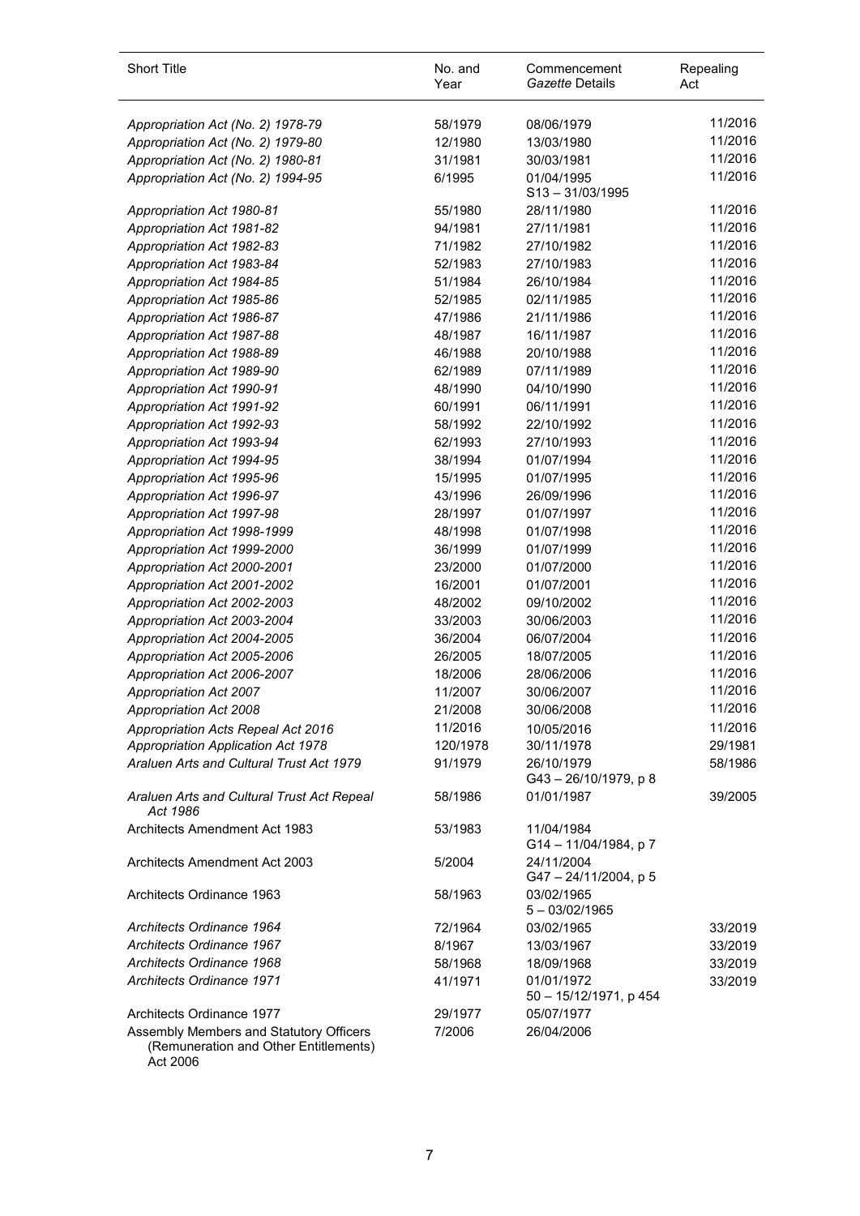| Short Title | No. and Year | Commencement *Gazette* Details | Repealing Act |
|---|---|---|---|
| *Appropriation Act (No. 2) 1978-79* | 58/1979 | 08/06/1979 | 11/2016 |
| *Appropriation Act (No. 2) 1979-80* | 12/1980 | 13/03/1980 | 11/2016 |
| *Appropriation Act (No. 2) 1980-81* | 31/1981 | 30/03/1981 | 11/2016 |
| *Appropriation Act (No. 2) 1994-95* | 6/1995 | 01/04/1995<br>S13 – 31/03/1995 | 11/2016 |
| *Appropriation Act 1980-81* | 55/1980 | 28/11/1980 | 11/2016 |
| *Appropriation Act 1981-82* | 94/1981 | 27/11/1981 | 11/2016 |
| *Appropriation Act 1982-83* | 71/1982 | 27/10/1982 | 11/2016 |
| *Appropriation Act 1983-84* | 52/1983 | 27/10/1983 | 11/2016 |
| *Appropriation Act 1984-85* | 51/1984 | 26/10/1984 | 11/2016 |
| *Appropriation Act 1985-86* | 52/1985 | 02/11/1985 | 11/2016 |
| *Appropriation Act 1986-87* | 47/1986 | 21/11/1986 | 11/2016 |
| *Appropriation Act 1987-88* | 48/1987 | 16/11/1987 | 11/2016 |
| *Appropriation Act 1988-89* | 46/1988 | 20/10/1988 | 11/2016 |
| *Appropriation Act 1989-90* | 62/1989 | 07/11/1989 | 11/2016 |
| *Appropriation Act 1990-91* | 48/1990 | 04/10/1990 | 11/2016 |
| *Appropriation Act 1991-92* | 60/1991 | 06/11/1991 | 11/2016 |
| *Appropriation Act 1992-93* | 58/1992 | 22/10/1992 | 11/2016 |
| *Appropriation Act 1993-94* | 62/1993 | 27/10/1993 | 11/2016 |
| *Appropriation Act 1994-95* | 38/1994 | 01/07/1994 | 11/2016 |
| *Appropriation Act 1995-96* | 15/1995 | 01/07/1995 | 11/2016 |
| *Appropriation Act 1996-97* | 43/1996 | 26/09/1996 | 11/2016 |
| *Appropriation Act 1997-98* | 28/1997 | 01/07/1997 | 11/2016 |
| *Appropriation Act 1998-1999* | 48/1998 | 01/07/1998 | 11/2016 |
| *Appropriation Act 1999-2000* | 36/1999 | 01/07/1999 | 11/2016 |
| *Appropriation Act 2000-2001* | 23/2000 | 01/07/2000 | 11/2016 |
| *Appropriation Act 2001-2002* | 16/2001 | 01/07/2001 | 11/2016 |
| *Appropriation Act 2002-2003* | 48/2002 | 09/10/2002 | 11/2016 |
| *Appropriation Act 2003-2004* | 33/2003 | 30/06/2003 | 11/2016 |
| *Appropriation Act 2004-2005* | 36/2004 | 06/07/2004 | 11/2016 |
| *Appropriation Act 2005-2006* | 26/2005 | 18/07/2005 | 11/2016 |
| *Appropriation Act 2006-2007* | 18/2006 | 28/06/2006 | 11/2016 |
| *Appropriation Act 2007* | 11/2007 | 30/06/2007 | 11/2016 |
| *Appropriation Act 2008* | 21/2008 | 30/06/2008 | 11/2016 |
| *Appropriation Acts Repeal Act 2016* | 11/2016 | 10/05/2016 | 11/2016 |
| *Appropriation Application Act 1978* | 120/1978 | 30/11/1978 | 29/1981 |
| *Araluen Arts and Cultural Trust Act 1979* | 91/1979 | 26/10/1979<br>G43 – 26/10/1979, p 8 | 58/1986 |
| *Araluen Arts and Cultural Trust Act Repeal Act 1986* | 58/1986 | 01/01/1987 | 39/2005 |
| Architects Amendment Act 1983 | 53/1983 | 11/04/1984<br>G14 – 11/04/1984, p 7 | |
| Architects Amendment Act 2003 | 5/2004 | 24/11/2004<br>G47 – 24/11/2004, p 5 | |
| Architects Ordinance 1963 | 58/1963 | 03/02/1965<br>5 – 03/02/1965 | |
| *Architects Ordinance 1964* | 72/1964 | 03/02/1965 | 33/2019 |
| *Architects Ordinance 1967* | 8/1967 | 13/03/1967 | 33/2019 |
| *Architects Ordinance 1968* | 58/1968 | 18/09/1968 | 33/2019 |
| *Architects Ordinance 1971* | 41/1971 | 01/01/1972<br>50 – 15/12/1971, p 454 | 33/2019 |
| Architects Ordinance 1977 | 29/1977 | 05/07/1977 | |
| Assembly Members and Statutory Officers (Remuneration and Other Entitlements) Act 2006 | 7/2006 | 26/04/2006 | |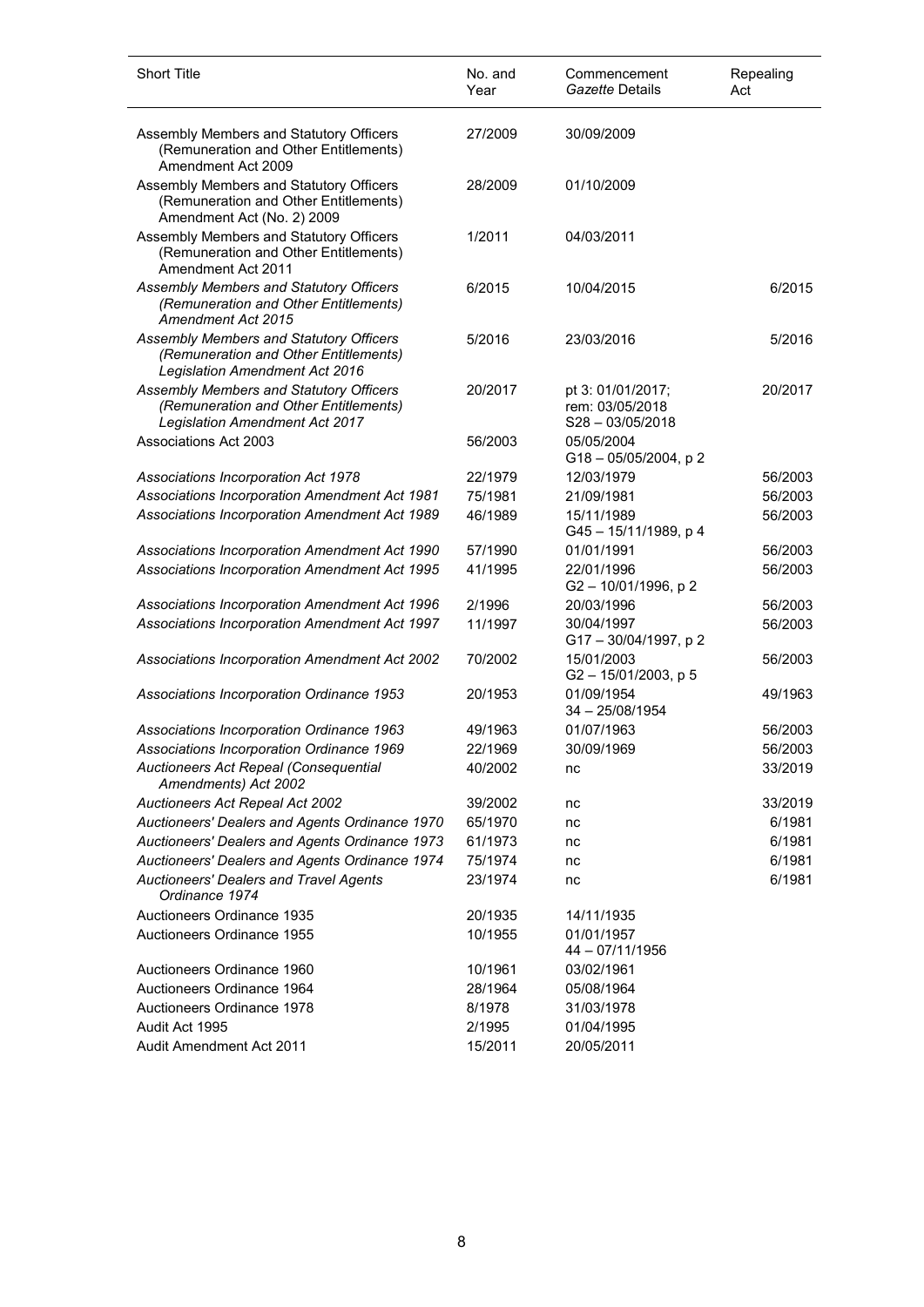| Short Title | No. and Year | Commencement *Gazette* Details | Repealing Act |
|---|---|---|---|
| Assembly Members and Statutory Officers (Remuneration and Other Entitlements) Amendment Act 2009 | 27/2009 | 30/09/2009 | |
| Assembly Members and Statutory Officers (Remuneration and Other Entitlements) Amendment Act (No. 2) 2009 | 28/2009 | 01/10/2009 | |
| Assembly Members and Statutory Officers (Remuneration and Other Entitlements) Amendment Act 2011 | 1/2011 | 04/03/2011 | |
| *Assembly Members and Statutory Officers (Remuneration and Other Entitlements) Amendment Act 2015* | 6/2015 | 10/04/2015 | 6/2015 |
| *Assembly Members and Statutory Officers (Remuneration and Other Entitlements) Legislation Amendment Act 2016* | 5/2016 | 23/03/2016 | 5/2016 |
| *Assembly Members and Statutory Officers (Remuneration and Other Entitlements) Legislation Amendment Act 2017* | 20/2017 | pt 3: 01/01/2017; rem: 03/05/2018 S28 – 03/05/2018 | 20/2017 |
| Associations Act 2003 | 56/2003 | 05/05/2004 G18 – 05/05/2004, p 2 | |
| *Associations Incorporation Act 1978* | 22/1979 | 12/03/1979 | 56/2003 |
| *Associations Incorporation Amendment Act 1981* | 75/1981 | 21/09/1981 | 56/2003 |
| *Associations Incorporation Amendment Act 1989* | 46/1989 | 15/11/1989 G45 – 15/11/1989, p 4 | 56/2003 |
| *Associations Incorporation Amendment Act 1990* | 57/1990 | 01/01/1991 | 56/2003 |
| *Associations Incorporation Amendment Act 1995* | 41/1995 | 22/01/1996 G2 – 10/01/1996, p 2 | 56/2003 |
| *Associations Incorporation Amendment Act 1996* | 2/1996 | 20/03/1996 | 56/2003 |
| *Associations Incorporation Amendment Act 1997* | 11/1997 | 30/04/1997 G17 – 30/04/1997, p 2 | 56/2003 |
| *Associations Incorporation Amendment Act 2002* | 70/2002 | 15/01/2003 G2 – 15/01/2003, p 5 | 56/2003 |
| *Associations Incorporation Ordinance 1953* | 20/1953 | 01/09/1954 34 – 25/08/1954 | 49/1963 |
| *Associations Incorporation Ordinance 1963* | 49/1963 | 01/07/1963 | 56/2003 |
| *Associations Incorporation Ordinance 1969* | 22/1969 | 30/09/1969 | 56/2003 |
| *Auctioneers Act Repeal (Consequential Amendments) Act 2002* | 40/2002 | nc | 33/2019 |
| *Auctioneers Act Repeal Act 2002* | 39/2002 | nc | 33/2019 |
| *Auctioneers' Dealers and Agents Ordinance 1970* | 65/1970 | nc | 6/1981 |
| *Auctioneers' Dealers and Agents Ordinance 1973* | 61/1973 | nc | 6/1981 |
| *Auctioneers' Dealers and Agents Ordinance 1974* | 75/1974 | nc | 6/1981 |
| *Auctioneers' Dealers and Travel Agents Ordinance 1974* | 23/1974 | nc | 6/1981 |
| Auctioneers Ordinance 1935 | 20/1935 | 14/11/1935 | |
| Auctioneers Ordinance 1955 | 10/1955 | 01/01/1957 44 – 07/11/1956 | |
| Auctioneers Ordinance 1960 | 10/1961 | 03/02/1961 | |
| Auctioneers Ordinance 1964 | 28/1964 | 05/08/1964 | |
| Auctioneers Ordinance 1978 | 8/1978 | 31/03/1978 | |
| Audit Act 1995 | 2/1995 | 01/04/1995 | |
| Audit Amendment Act 2011 | 15/2011 | 20/05/2011 | |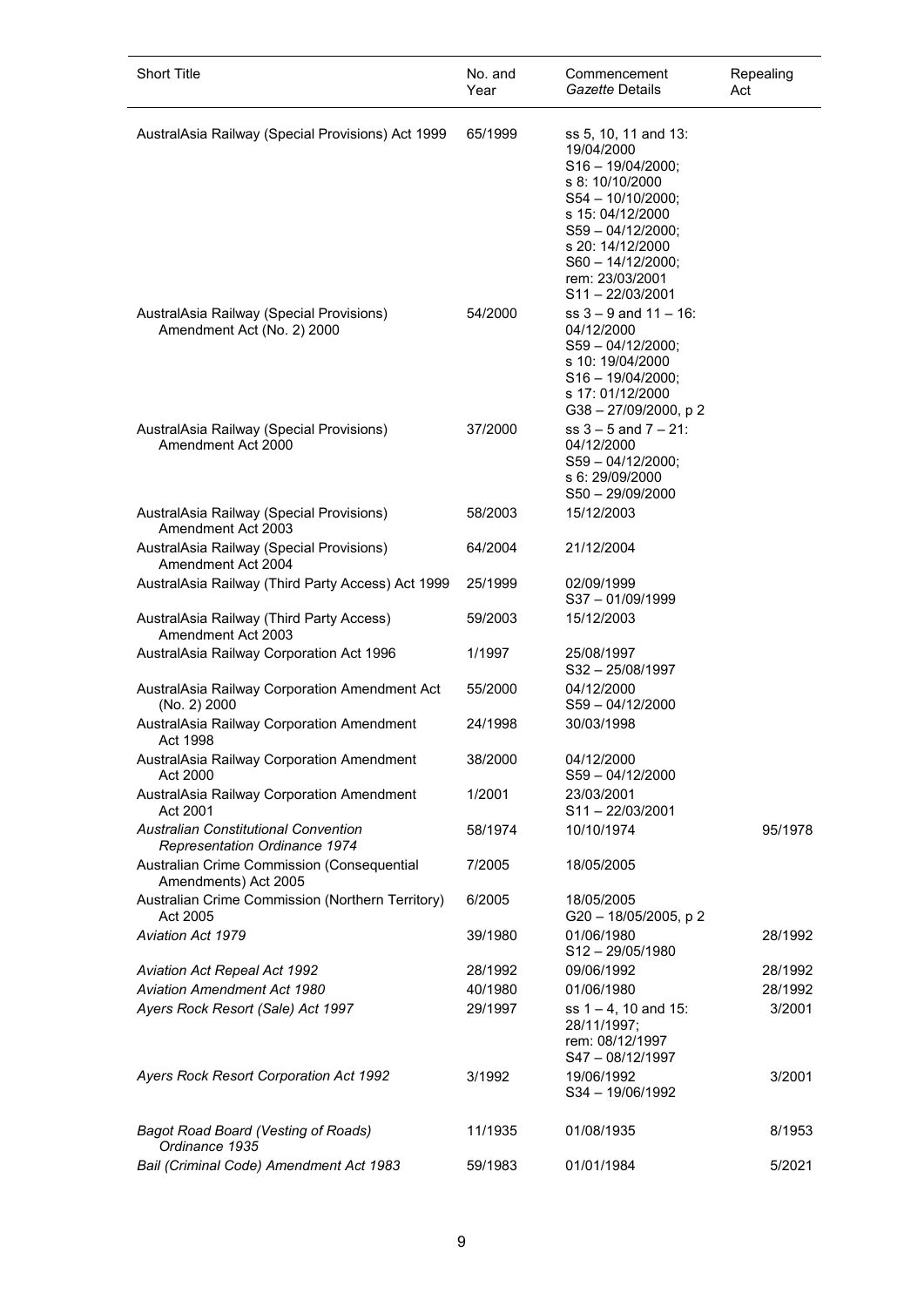| Short Title | No. and Year | Commencement *Gazette* Details | Repealing Act |
|---|---|---|---|
| AustralAsia Railway (Special Provisions) Act 1999 | 65/1999 | ss 5, 10, 11 and 13: 19/04/2000 S16 – 19/04/2000; s 8: 10/10/2000 S54 – 10/10/2000; s 15: 04/12/2000 S59 – 04/12/2000; s 20: 14/12/2000 S60 – 14/12/2000; rem: 23/03/2001 S11 – 22/03/2001 | |
| AustralAsia Railway (Special Provisions) Amendment Act (No. 2) 2000 | 54/2000 | ss 3 – 9 and 11 – 16: 04/12/2000 S59 – 04/12/2000; s 10: 19/04/2000 S16 – 19/04/2000; s 17: 01/12/2000 G38 – 27/09/2000, p 2 | |
| AustralAsia Railway (Special Provisions) Amendment Act 2000 | 37/2000 | ss 3 – 5 and 7 – 21: 04/12/2000 S59 – 04/12/2000; s 6: 29/09/2000 S50 – 29/09/2000 | |
| AustralAsia Railway (Special Provisions) Amendment Act 2003 | 58/2003 | 15/12/2003 | |
| AustralAsia Railway (Special Provisions) Amendment Act 2004 | 64/2004 | 21/12/2004 | |
| AustralAsia Railway (Third Party Access) Act 1999 | 25/1999 | 02/09/1999 S37 – 01/09/1999 | |
| AustralAsia Railway (Third Party Access) Amendment Act 2003 | 59/2003 | 15/12/2003 | |
| AustralAsia Railway Corporation Act 1996 | 1/1997 | 25/08/1997 S32 – 25/08/1997 | |
| AustralAsia Railway Corporation Amendment Act (No. 2) 2000 | 55/2000 | 04/12/2000 S59 – 04/12/2000 | |
| AustralAsia Railway Corporation Amendment Act 1998 | 24/1998 | 30/03/1998 | |
| AustralAsia Railway Corporation Amendment Act 2000 | 38/2000 | 04/12/2000 S59 – 04/12/2000 | |
| AustralAsia Railway Corporation Amendment Act 2001 | 1/2001 | 23/03/2001 S11 – 22/03/2001 | |
| *Australian Constitutional Convention Representation Ordinance 1974* | 58/1974 | 10/10/1974 | 95/1978 |
| Australian Crime Commission (Consequential Amendments) Act 2005 | 7/2005 | 18/05/2005 | |
| Australian Crime Commission (Northern Territory) Act 2005 | 6/2005 | 18/05/2005 G20 – 18/05/2005, p 2 | |
| *Aviation Act 1979* | 39/1980 | 01/06/1980 S12 – 29/05/1980 | 28/1992 |
| *Aviation Act Repeal Act 1992* | 28/1992 | 09/06/1992 | 28/1992 |
| *Aviation Amendment Act 1980* | 40/1980 | 01/06/1980 | 28/1992 |
| *Ayers Rock Resort (Sale) Act 1997* | 29/1997 | ss 1 – 4, 10 and 15: 28/11/1997; rem: 08/12/1997 S47 – 08/12/1997 | 3/2001 |
| *Ayers Rock Resort Corporation Act 1992* | 3/1992 | 19/06/1992 S34 – 19/06/1992 | 3/2001 |
| *Bagot Road Board (Vesting of Roads) Ordinance 1935* | 11/1935 | 01/08/1935 | 8/1953 |
| *Bail (Criminal Code) Amendment Act 1983* | 59/1983 | 01/01/1984 | 5/2021 |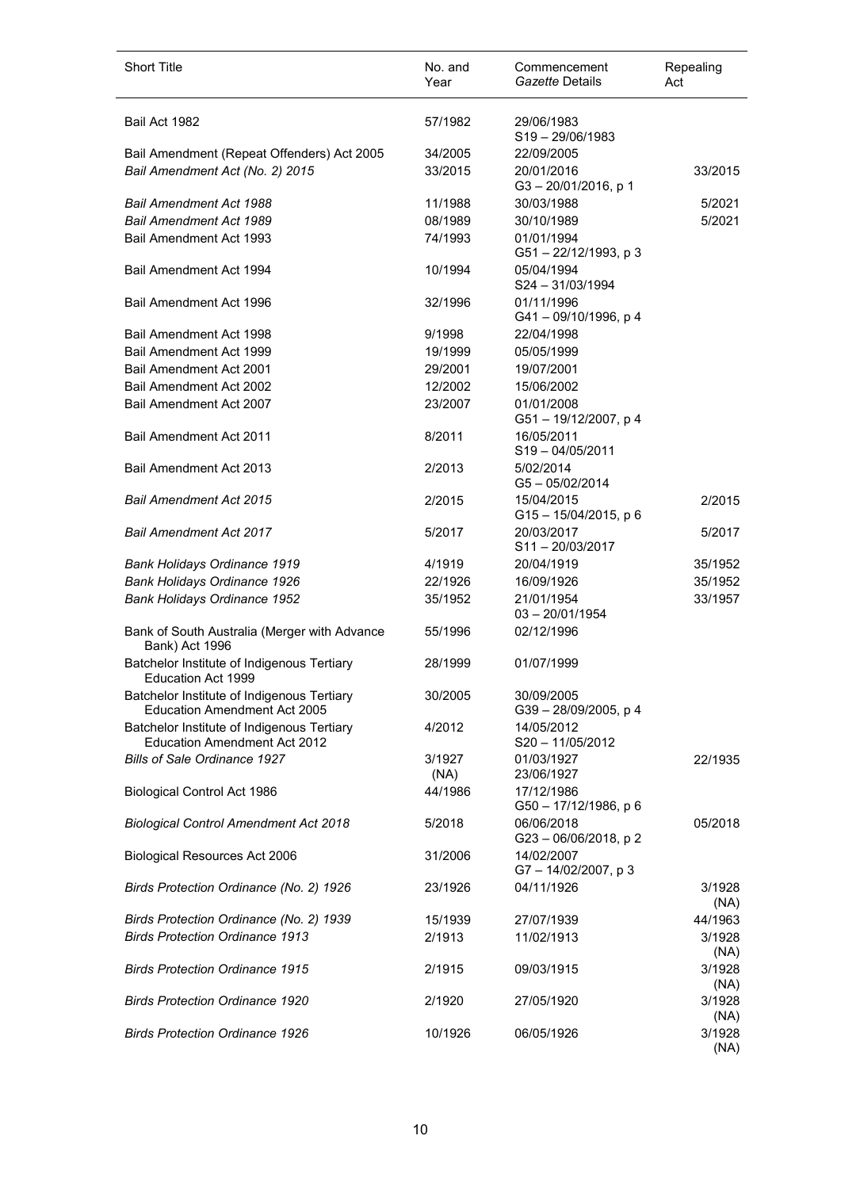| Short Title | No. and Year | Commencement *Gazette* Details | Repealing Act |
|---|---|---|---|
| Bail Act 1982 | 57/1982 | 29/06/1983<br>S19 – 29/06/1983 | |
| Bail Amendment (Repeat Offenders) Act 2005 | 34/2005 | 22/09/2005 | |
| *Bail Amendment Act (No. 2) 2015* | 33/2015 | 20/01/2016<br>G3 – 20/01/2016, p 1 | 33/2015 |
| *Bail Amendment Act 1988* | 11/1988 | 30/03/1988 | 5/2021 |
| *Bail Amendment Act 1989* | 08/1989 | 30/10/1989 | 5/2021 |
| Bail Amendment Act 1993 | 74/1993 | 01/01/1994<br>G51 – 22/12/1993, p 3 | |
| Bail Amendment Act 1994 | 10/1994 | 05/04/1994<br>S24 – 31/03/1994 | |
| Bail Amendment Act 1996 | 32/1996 | 01/11/1996<br>G41 – 09/10/1996, p 4 | |
| Bail Amendment Act 1998 | 9/1998 | 22/04/1998 | |
| Bail Amendment Act 1999 | 19/1999 | 05/05/1999 | |
| Bail Amendment Act 2001 | 29/2001 | 19/07/2001 | |
| Bail Amendment Act 2002 | 12/2002 | 15/06/2002 | |
| Bail Amendment Act 2007 | 23/2007 | 01/01/2008<br>G51 – 19/12/2007, p 4 | |
| Bail Amendment Act 2011 | 8/2011 | 16/05/2011<br>S19 – 04/05/2011 | |
| Bail Amendment Act 2013 | 2/2013 | 5/02/2014<br>G5 – 05/02/2014 | |
| *Bail Amendment Act 2015* | 2/2015 | 15/04/2015<br>G15 – 15/04/2015, p 6 | 2/2015 |
| *Bail Amendment Act 2017* | 5/2017 | 20/03/2017<br>S11 – 20/03/2017 | 5/2017 |
| *Bank Holidays Ordinance 1919* | 4/1919 | 20/04/1919 | 35/1952 |
| *Bank Holidays Ordinance 1926* | 22/1926 | 16/09/1926 | 35/1952 |
| *Bank Holidays Ordinance 1952* | 35/1952 | 21/01/1954<br>03 – 20/01/1954 | 33/1957 |
| Bank of South Australia (Merger with Advance Bank) Act 1996 | 55/1996 | 02/12/1996 | |
| Batchelor Institute of Indigenous Tertiary Education Act 1999 | 28/1999 | 01/07/1999 | |
| Batchelor Institute of Indigenous Tertiary Education Amendment Act 2005 | 30/2005 | 30/09/2005<br>G39 – 28/09/2005, p 4 | |
| Batchelor Institute of Indigenous Tertiary Education Amendment Act 2012 | 4/2012 | 14/05/2012<br>S20 – 11/05/2012 | |
| *Bills of Sale Ordinance 1927* | 3/1927 (NA) | 01/03/1927<br>23/06/1927 | 22/1935 |
| Biological Control Act 1986 | 44/1986 | 17/12/1986<br>G50 – 17/12/1986, p 6 | |
| *Biological Control Amendment Act 2018* | 5/2018 | 06/06/2018<br>G23 – 06/06/2018, p 2 | 05/2018 |
| Biological Resources Act 2006 | 31/2006 | 14/02/2007<br>G7 – 14/02/2007, p 3 | |
| *Birds Protection Ordinance (No. 2) 1926* | 23/1926 | 04/11/1926 | 3/1928 (NA) |
| *Birds Protection Ordinance (No. 2) 1939* | 15/1939 | 27/07/1939 | 44/1963 |
| *Birds Protection Ordinance 1913* | 2/1913 | 11/02/1913 | 3/1928 (NA) |
| *Birds Protection Ordinance 1915* | 2/1915 | 09/03/1915 | 3/1928 (NA) |
| *Birds Protection Ordinance 1920* | 2/1920 | 27/05/1920 | 3/1928 (NA) |
| *Birds Protection Ordinance 1926* | 10/1926 | 06/05/1926 | 3/1928 (NA) |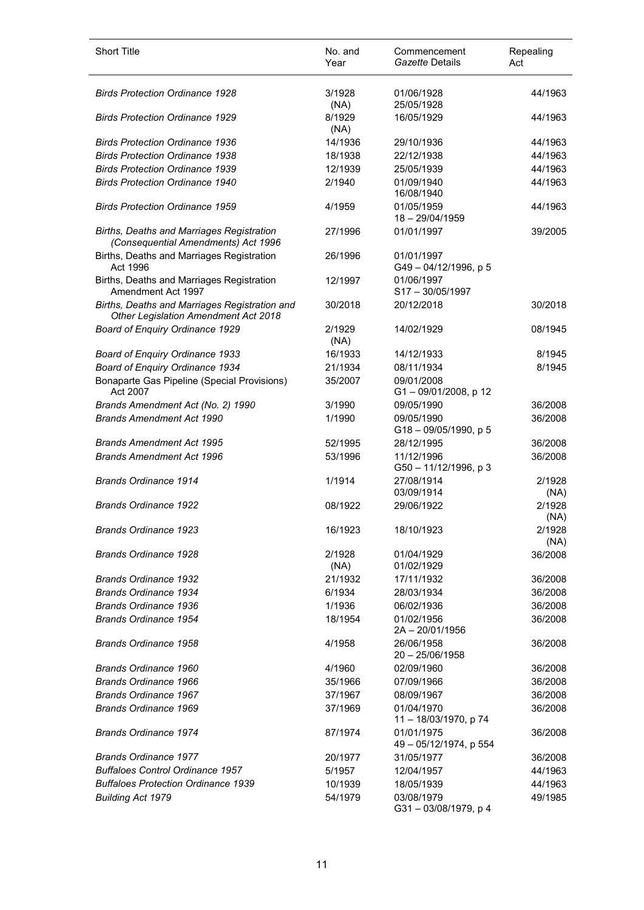| Short Title | No. and Year | Commencement *Gazette* Details | Repealing Act |
|---|---|---|---|
| *Birds Protection Ordinance 1928* | 3/1928 (NA) | 01/06/1928 25/05/1928 | 44/1963 |
| *Birds Protection Ordinance 1929* | 8/1929 (NA) | 16/05/1929 | 44/1963 |
| *Birds Protection Ordinance 1936* | 14/1936 | 29/10/1936 | 44/1963 |
| *Birds Protection Ordinance 1938* | 18/1938 | 22/12/1938 | 44/1963 |
| *Birds Protection Ordinance 1939* | 12/1939 | 25/05/1939 | 44/1963 |
| *Birds Protection Ordinance 1940* | 2/1940 | 01/09/1940 16/08/1940 | 44/1963 |
| *Birds Protection Ordinance 1959* | 4/1959 | 01/05/1959 18 – 29/04/1959 | 44/1963 |
| *Births, Deaths and Marriages Registration (Consequential Amendments) Act 1996* | 27/1996 | 01/01/1997 | 39/2005 |
| Births, Deaths and Marriages Registration Act 1996 | 26/1996 | 01/01/1997 G49 – 04/12/1996, p 5 | |
| Births, Deaths and Marriages Registration Amendment Act 1997 | 12/1997 | 01/06/1997 S17 – 30/05/1997 | |
| *Births, Deaths and Marriages Registration and Other Legislation Amendment Act 2018* | 30/2018 | 20/12/2018 | 30/2018 |
| *Board of Enquiry Ordinance 1929* | 2/1929 (NA) | 14/02/1929 | 08/1945 |
| *Board of Enquiry Ordinance 1933* | 16/1933 | 14/12/1933 | 8/1945 |
| *Board of Enquiry Ordinance 1934* | 21/1934 | 08/11/1934 | 8/1945 |
| Bonaparte Gas Pipeline (Special Provisions) Act 2007 | 35/2007 | 09/01/2008 G1 – 09/01/2008, p 12 | |
| *Brands Amendment Act (No. 2) 1990* | 3/1990 | 09/05/1990 | 36/2008 |
| *Brands Amendment Act 1990* | 1/1990 | 09/05/1990 G18 – 09/05/1990, p 5 | 36/2008 |
| *Brands Amendment Act 1995* | 52/1995 | 28/12/1995 | 36/2008 |
| *Brands Amendment Act 1996* | 53/1996 | 11/12/1996 G50 – 11/12/1996, p 3 | 36/2008 |
| *Brands Ordinance 1914* | 1/1914 | 27/08/1914 03/09/1914 | 2/1928 (NA) |
| *Brands Ordinance 1922* | 08/1922 | 29/06/1922 | 2/1928 (NA) |
| *Brands Ordinance 1923* | 16/1923 | 18/10/1923 | 2/1928 (NA) |
| *Brands Ordinance 1928* | 2/1928 (NA) | 01/04/1929 01/02/1929 | 36/2008 |
| *Brands Ordinance 1932* | 21/1932 | 17/11/1932 | 36/2008 |
| *Brands Ordinance 1934* | 6/1934 | 28/03/1934 | 36/2008 |
| *Brands Ordinance 1936* | 1/1936 | 06/02/1936 | 36/2008 |
| *Brands Ordinance 1954* | 18/1954 | 01/02/1956 2A – 20/01/1956 | 36/2008 |
| *Brands Ordinance 1958* | 4/1958 | 26/06/1958 20 – 25/06/1958 | 36/2008 |
| *Brands Ordinance 1960* | 4/1960 | 02/09/1960 | 36/2008 |
| *Brands Ordinance 1966* | 35/1966 | 07/09/1966 | 36/2008 |
| *Brands Ordinance 1967* | 37/1967 | 08/09/1967 | 36/2008 |
| *Brands Ordinance 1969* | 37/1969 | 01/04/1970 11 – 18/03/1970, p 74 | 36/2008 |
| *Brands Ordinance 1974* | 87/1974 | 01/01/1975 49 – 05/12/1974, p 554 | 36/2008 |
| *Brands Ordinance 1977* | 20/1977 | 31/05/1977 | 36/2008 |
| *Buffaloes Control Ordinance 1957* | 5/1957 | 12/04/1957 | 44/1963 |
| *Buffaloes Protection Ordinance 1939* | 10/1939 | 18/05/1939 | 44/1963 |
| *Building Act 1979* | 54/1979 | 03/08/1979 G31 – 03/08/1979, p 4 | 49/1985 |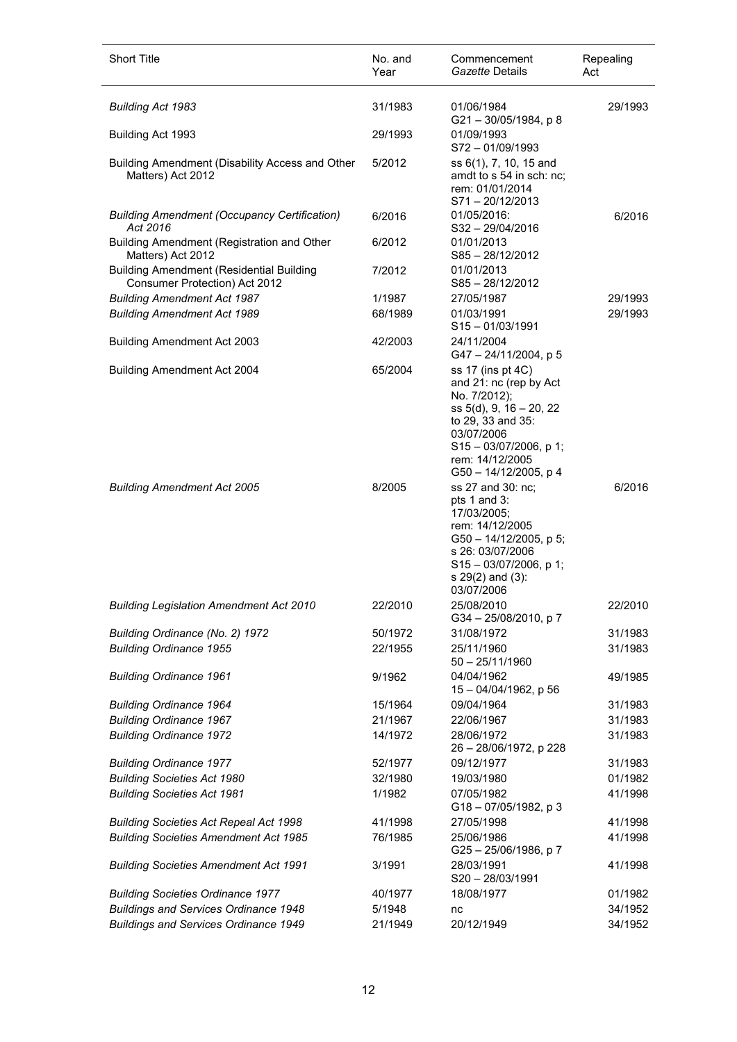| Short Title | No. and Year | Commencement *Gazette* Details | Repealing Act |
|---|---|---|---|
| *Building Act 1983* | 31/1983 | 01/06/1984 G21 – 30/05/1984, p 8 | 29/1993 |
| Building Act 1993 | 29/1993 | 01/09/1993 S72 – 01/09/1993 | |
| Building Amendment (Disability Access and Other Matters) Act 2012 | 5/2012 | ss 6(1), 7, 10, 15 and amdt to s 54 in sch: nc; rem: 01/01/2014 S71 – 20/12/2013 | |
| *Building Amendment (Occupancy Certification) Act 2016* | 6/2016 | 01/05/2016: S32 – 29/04/2016 | 6/2016 |
| Building Amendment (Registration and Other Matters) Act 2012 | 6/2012 | 01/01/2013 S85 – 28/12/2012 | |
| Building Amendment (Residential Building Consumer Protection) Act 2012 | 7/2012 | 01/01/2013 S85 – 28/12/2012 | |
| *Building Amendment Act 1987* | 1/1987 | 27/05/1987 | 29/1993 |
| *Building Amendment Act 1989* | 68/1989 | 01/03/1991 S15 – 01/03/1991 | 29/1993 |
| Building Amendment Act 2003 | 42/2003 | 24/11/2004 G47 – 24/11/2004, p 5 | |
| Building Amendment Act 2004 | 65/2004 | ss 17 (ins pt 4C) and 21: nc (rep by Act No. 7/2012); ss 5(d), 9, 16 – 20, 22 to 29, 33 and 35: 03/07/2006 S15 – 03/07/2006, p 1; rem: 14/12/2005 G50 – 14/12/2005, p 4 | |
| *Building Amendment Act 2005* | 8/2005 | ss 27 and 30: nc; pts 1 and 3: 17/03/2005; rem: 14/12/2005 G50 – 14/12/2005, p 5; s 26: 03/07/2006 S15 – 03/07/2006, p 1; s 29(2) and (3): 03/07/2006 | 6/2016 |
| *Building Legislation Amendment Act 2010* | 22/2010 | 25/08/2010 G34 – 25/08/2010, p 7 | 22/2010 |
| *Building Ordinance (No. 2) 1972* | 50/1972 | 31/08/1972 | 31/1983 |
| *Building Ordinance 1955* | 22/1955 | 25/11/1960 50 – 25/11/1960 | 31/1983 |
| *Building Ordinance 1961* | 9/1962 | 04/04/1962 15 – 04/04/1962, p 56 | 49/1985 |
| *Building Ordinance 1964* | 15/1964 | 09/04/1964 | 31/1983 |
| *Building Ordinance 1967* | 21/1967 | 22/06/1967 | 31/1983 |
| *Building Ordinance 1972* | 14/1972 | 28/06/1972 26 – 28/06/1972, p 228 | 31/1983 |
| *Building Ordinance 1977* | 52/1977 | 09/12/1977 | 31/1983 |
| *Building Societies Act 1980* | 32/1980 | 19/03/1980 | 01/1982 |
| *Building Societies Act 1981* | 1/1982 | 07/05/1982 G18 – 07/05/1982, p 3 | 41/1998 |
| *Building Societies Act Repeal Act 1998* | 41/1998 | 27/05/1998 | 41/1998 |
| *Building Societies Amendment Act 1985* | 76/1985 | 25/06/1986 G25 – 25/06/1986, p 7 | 41/1998 |
| *Building Societies Amendment Act 1991* | 3/1991 | 28/03/1991 S20 – 28/03/1991 | 41/1998 |
| *Building Societies Ordinance 1977* | 40/1977 | 18/08/1977 | 01/1982 |
| *Buildings and Services Ordinance 1948* | 5/1948 | nc | 34/1952 |
| *Buildings and Services Ordinance 1949* | 21/1949 | 20/12/1949 | 34/1952 |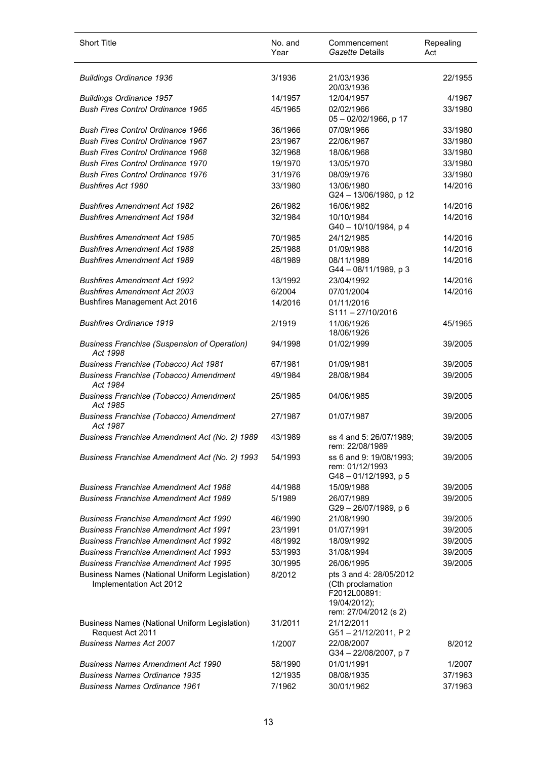| Short Title | No. and Year | Commencement *Gazette* Details | Repealing Act |
|---|---|---|---|
| *Buildings Ordinance 1936* | 3/1936 | 21/03/1936<br>20/03/1936 | 22/1955 |
| *Buildings Ordinance 1957* | 14/1957 | 12/04/1957 | 4/1967 |
| *Bush Fires Control Ordinance 1965* | 45/1965 | 02/02/1966<br>05 – 02/02/1966, p 17 | 33/1980 |
| *Bush Fires Control Ordinance 1966* | 36/1966 | 07/09/1966 | 33/1980 |
| *Bush Fires Control Ordinance 1967* | 23/1967 | 22/06/1967 | 33/1980 |
| *Bush Fires Control Ordinance 1968* | 32/1968 | 18/06/1968 | 33/1980 |
| *Bush Fires Control Ordinance 1970* | 19/1970 | 13/05/1970 | 33/1980 |
| *Bush Fires Control Ordinance 1976* | 31/1976 | 08/09/1976 | 33/1980 |
| *Bushfires Act 1980* | 33/1980 | 13/06/1980<br>G24 – 13/06/1980, p 12 | 14/2016 |
| *Bushfires Amendment Act 1982* | 26/1982 | 16/06/1982 | 14/2016 |
| *Bushfires Amendment Act 1984* | 32/1984 | 10/10/1984<br>G40 – 10/10/1984, p 4 | 14/2016 |
| *Bushfires Amendment Act 1985* | 70/1985 | 24/12/1985 | 14/2016 |
| *Bushfires Amendment Act 1988* | 25/1988 | 01/09/1988 | 14/2016 |
| *Bushfires Amendment Act 1989* | 48/1989 | 08/11/1989<br>G44 – 08/11/1989, p 3 | 14/2016 |
| *Bushfires Amendment Act 1992* | 13/1992 | 23/04/1992 | 14/2016 |
| *Bushfires Amendment Act 2003* | 6/2004 | 07/01/2004 | 14/2016 |
| Bushfires Management Act 2016 | 14/2016 | 01/11/2016<br>S111 – 27/10/2016 | |
| *Bushfires Ordinance 1919* | 2/1919 | 11/06/1926<br>18/06/1926 | 45/1965 |
| *Business Franchise (Suspension of Operation) Act 1998* | 94/1998 | 01/02/1999 | 39/2005 |
| *Business Franchise (Tobacco) Act 1981* | 67/1981 | 01/09/1981 | 39/2005 |
| *Business Franchise (Tobacco) Amendment Act 1984* | 49/1984 | 28/08/1984 | 39/2005 |
| *Business Franchise (Tobacco) Amendment Act 1985* | 25/1985 | 04/06/1985 | 39/2005 |
| *Business Franchise (Tobacco) Amendment Act 1987* | 27/1987 | 01/07/1987 | 39/2005 |
| *Business Franchise Amendment Act (No. 2) 1989* | 43/1989 | ss 4 and 5: 26/07/1989;<br>rem: 22/08/1989 | 39/2005 |
| *Business Franchise Amendment Act (No. 2) 1993* | 54/1993 | ss 6 and 9: 19/08/1993;<br>rem: 01/12/1993<br>G48 – 01/12/1993, p 5 | 39/2005 |
| *Business Franchise Amendment Act 1988* | 44/1988 | 15/09/1988 | 39/2005 |
| *Business Franchise Amendment Act 1989* | 5/1989 | 26/07/1989<br>G29 – 26/07/1989, p 6 | 39/2005 |
| *Business Franchise Amendment Act 1990* | 46/1990 | 21/08/1990 | 39/2005 |
| *Business Franchise Amendment Act 1991* | 23/1991 | 01/07/1991 | 39/2005 |
| *Business Franchise Amendment Act 1992* | 48/1992 | 18/09/1992 | 39/2005 |
| *Business Franchise Amendment Act 1993* | 53/1993 | 31/08/1994 | 39/2005 |
| *Business Franchise Amendment Act 1995* | 30/1995 | 26/06/1995 | 39/2005 |
| Business Names (National Uniform Legislation) Implementation Act 2012 | 8/2012 | pts 3 and 4: 28/05/2012 (Cth proclamation F2012L00891: 19/04/2012);<br>rem: 27/04/2012 (s 2) | |
| Business Names (National Uniform Legislation) Request Act 2011 | 31/2011 | 21/12/2011<br>G51 – 21/12/2011, P 2 | |
| *Business Names Act 2007* | 1/2007 | 22/08/2007<br>G34 – 22/08/2007, p 7 | 8/2012 |
| *Business Names Amendment Act 1990* | 58/1990 | 01/01/1991 | 1/2007 |
| *Business Names Ordinance 1935* | 12/1935 | 08/08/1935 | 37/1963 |
| *Business Names Ordinance 1961* | 7/1962 | 30/01/1962 | 37/1963 |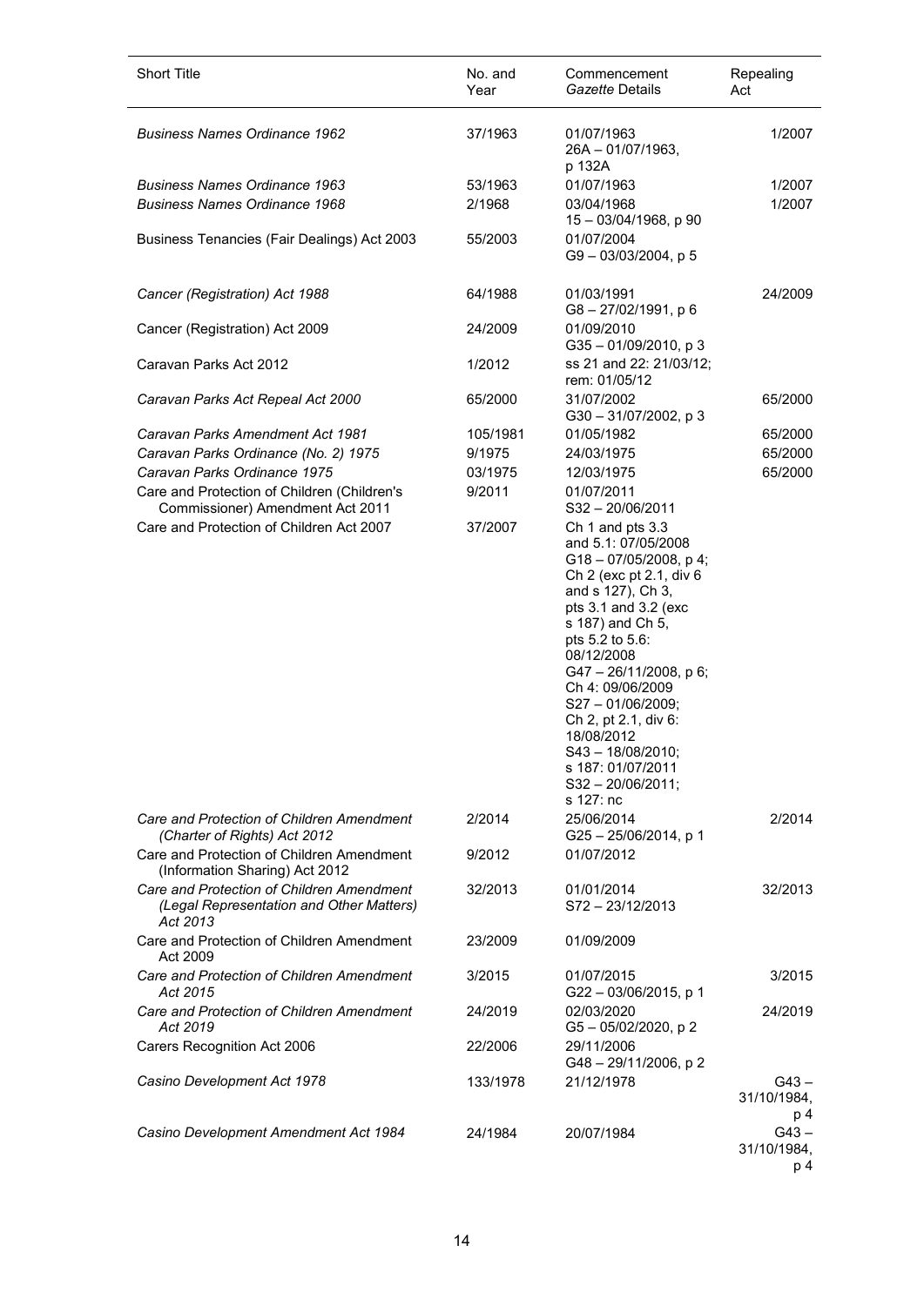| Short Title | No. and Year | Commencement *Gazette* Details | Repealing Act |
|---|---|---|---|
| *Business Names Ordinance 1962* | 37/1963 | 01/07/1963 26A – 01/07/1963, p 132A | 1/2007 |
| *Business Names Ordinance 1963* | 53/1963 | 01/07/1963 | 1/2007 |
| *Business Names Ordinance 1968* | 2/1968 | 03/04/1968 15 – 03/04/1968, p 90 | 1/2007 |
| Business Tenancies (Fair Dealings) Act 2003 | 55/2003 | 01/07/2004 G9 – 03/03/2004, p 5 | |
| *Cancer (Registration) Act 1988* | 64/1988 | 01/03/1991 G8 – 27/02/1991, p 6 | 24/2009 |
| Cancer (Registration) Act 2009 | 24/2009 | 01/09/2010 G35 – 01/09/2010, p 3 | |
| Caravan Parks Act 2012 | 1/2012 | ss 21 and 22: 21/03/12; rem: 01/05/12 | |
| *Caravan Parks Act Repeal Act 2000* | 65/2000 | 31/07/2002 G30 – 31/07/2002, p 3 | 65/2000 |
| *Caravan Parks Amendment Act 1981* | 105/1981 | 01/05/1982 | 65/2000 |
| *Caravan Parks Ordinance (No. 2) 1975* | 9/1975 | 24/03/1975 | 65/2000 |
| *Caravan Parks Ordinance 1975* | 03/1975 | 12/03/1975 | 65/2000 |
| Care and Protection of Children (Children's Commissioner) Amendment Act 2011 | 9/2011 | 01/07/2011 S32 – 20/06/2011 | |
| Care and Protection of Children Act 2007 | 37/2007 | Ch 1 and pts 3.3 and 5.1: 07/05/2008 G18 – 07/05/2008, p 4; Ch 2 (exc pt 2.1, div 6 and s 127), Ch 3, pts 3.1 and 3.2 (exc s 187) and Ch 5, pts 5.2 to 5.6: 08/12/2008 G47 – 26/11/2008, p 6; Ch 4: 09/06/2009 S27 – 01/06/2009; Ch 2, pt 2.1, div 6: 18/08/2012 S43 – 18/08/2010; s 187: 01/07/2011 S32 – 20/06/2011; s 127: nc | |
| *Care and Protection of Children Amendment (Charter of Rights) Act 2012* | 2/2014 | 25/06/2014 G25 – 25/06/2014, p 1 | 2/2014 |
| Care and Protection of Children Amendment (Information Sharing) Act 2012 | 9/2012 | 01/07/2012 | |
| *Care and Protection of Children Amendment (Legal Representation and Other Matters) Act 2013* | 32/2013 | 01/01/2014 S72 – 23/12/2013 | 32/2013 |
| Care and Protection of Children Amendment Act 2009 | 23/2009 | 01/09/2009 | |
| *Care and Protection of Children Amendment Act 2015* | 3/2015 | 01/07/2015 G22 – 03/06/2015, p 1 | 3/2015 |
| *Care and Protection of Children Amendment Act 2019* | 24/2019 | 02/03/2020 G5 – 05/02/2020, p 2 | 24/2019 |
| Carers Recognition Act 2006 | 22/2006 | 29/11/2006 G48 – 29/11/2006, p 2 | |
| *Casino Development Act 1978* | 133/1978 | 21/12/1978 | G43 – 31/10/1984, p 4 |
| *Casino Development Amendment Act 1984* | 24/1984 | 20/07/1984 | G43 – 31/10/1984, p 4 |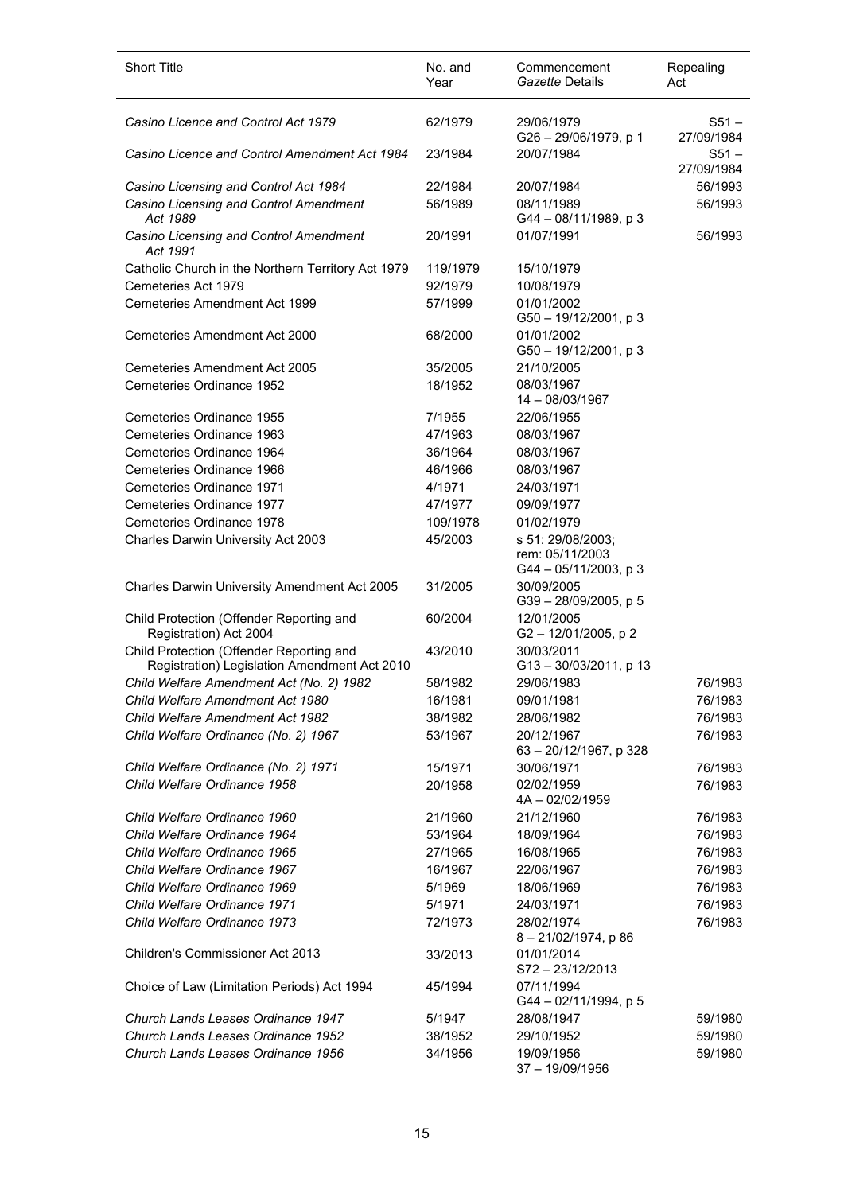| Short Title | No. and Year | Commencement *Gazette* Details | Repealing Act |
| --- | --- | --- | --- |
| *Casino Licence and Control Act 1979* | 62/1979 | 29/06/1979<br>G26 – 29/06/1979, p 1 | S51 – 27/09/1984 |
| *Casino Licence and Control Amendment Act 1984* | 23/1984 | 20/07/1984 | S51 – 27/09/1984 |
| *Casino Licensing and Control Act 1984* | 22/1984 | 20/07/1984 | 56/1993 |
| *Casino Licensing and Control Amendment Act 1989* | 56/1989 | 08/11/1989<br>G44 – 08/11/1989, p 3 | 56/1993 |
| *Casino Licensing and Control Amendment Act 1991* | 20/1991 | 01/07/1991 | 56/1993 |
| Catholic Church in the Northern Territory Act 1979 | 119/1979 | 15/10/1979 | |
| Cemeteries Act 1979 | 92/1979 | 10/08/1979 | |
| Cemeteries Amendment Act 1999 | 57/1999 | 01/01/2002<br>G50 – 19/12/2001, p 3 | |
| Cemeteries Amendment Act 2000 | 68/2000 | 01/01/2002<br>G50 – 19/12/2001, p 3 | |
| Cemeteries Amendment Act 2005 | 35/2005 | 21/10/2005 | |
| Cemeteries Ordinance 1952 | 18/1952 | 08/03/1967<br>14 – 08/03/1967 | |
| Cemeteries Ordinance 1955 | 7/1955 | 22/06/1955 | |
| Cemeteries Ordinance 1963 | 47/1963 | 08/03/1967 | |
| Cemeteries Ordinance 1964 | 36/1964 | 08/03/1967 | |
| Cemeteries Ordinance 1966 | 46/1966 | 08/03/1967 | |
| Cemeteries Ordinance 1971 | 4/1971 | 24/03/1971 | |
| Cemeteries Ordinance 1977 | 47/1977 | 09/09/1977 | |
| Cemeteries Ordinance 1978 | 109/1978 | 01/02/1979 | |
| Charles Darwin University Act 2003 | 45/2003 | s 51: 29/08/2003;<br>rem: 05/11/2003<br>G44 – 05/11/2003, p 3 | |
| Charles Darwin University Amendment Act 2005 | 31/2005 | 30/09/2005<br>G39 – 28/09/2005, p 5 | |
| Child Protection (Offender Reporting and Registration) Act 2004 | 60/2004 | 12/01/2005<br>G2 – 12/01/2005, p 2 | |
| Child Protection (Offender Reporting and Registration) Legislation Amendment Act 2010 | 43/2010 | 30/03/2011<br>G13 – 30/03/2011, p 13 | |
| *Child Welfare Amendment Act (No. 2) 1982* | 58/1982 | 29/06/1983 | 76/1983 |
| *Child Welfare Amendment Act 1980* | 16/1981 | 09/01/1981 | 76/1983 |
| *Child Welfare Amendment Act 1982* | 38/1982 | 28/06/1982 | 76/1983 |
| *Child Welfare Ordinance (No. 2) 1967* | 53/1967 | 20/12/1967<br>63 – 20/12/1967, p 328 | 76/1983 |
| *Child Welfare Ordinance (No. 2) 1971* | 15/1971 | 30/06/1971 | 76/1983 |
| *Child Welfare Ordinance 1958* | 20/1958 | 02/02/1959<br>4A – 02/02/1959 | 76/1983 |
| *Child Welfare Ordinance 1960* | 21/1960 | 21/12/1960 | 76/1983 |
| *Child Welfare Ordinance 1964* | 53/1964 | 18/09/1964 | 76/1983 |
| *Child Welfare Ordinance 1965* | 27/1965 | 16/08/1965 | 76/1983 |
| *Child Welfare Ordinance 1967* | 16/1967 | 22/06/1967 | 76/1983 |
| *Child Welfare Ordinance 1969* | 5/1969 | 18/06/1969 | 76/1983 |
| *Child Welfare Ordinance 1971* | 5/1971 | 24/03/1971 | 76/1983 |
| *Child Welfare Ordinance 1973* | 72/1973 | 28/02/1974<br>8 – 21/02/1974, p 86 | 76/1983 |
| Children's Commissioner Act 2013 | 33/2013 | 01/01/2014<br>S72 – 23/12/2013 | |
| Choice of Law (Limitation Periods) Act 1994 | 45/1994 | 07/11/1994<br>G44 – 02/11/1994, p 5 | |
| *Church Lands Leases Ordinance 1947* | 5/1947 | 28/08/1947 | 59/1980 |
| *Church Lands Leases Ordinance 1952* | 38/1952 | 29/10/1952 | 59/1980 |
| *Church Lands Leases Ordinance 1956* | 34/1956 | 19/09/1956<br>37 – 19/09/1956 | 59/1980 |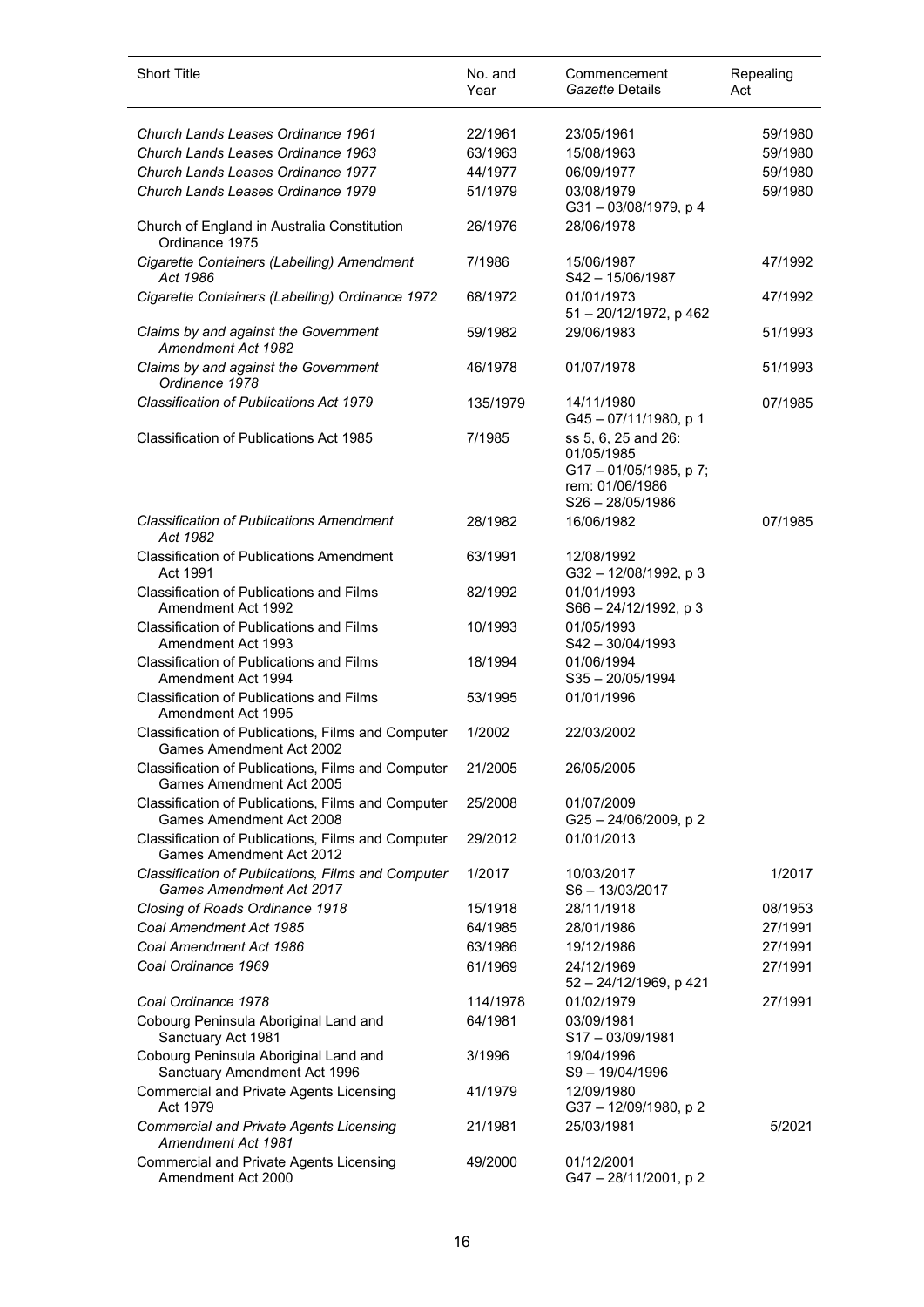| Short Title | No. and Year | Commencement *Gazette* Details | Repealing Act |
|---|---|---|---|
| *Church Lands Leases Ordinance 1961* | 22/1961 | 23/05/1961 | 59/1980 |
| *Church Lands Leases Ordinance 1963* | 63/1963 | 15/08/1963 | 59/1980 |
| *Church Lands Leases Ordinance 1977* | 44/1977 | 06/09/1977 | 59/1980 |
| *Church Lands Leases Ordinance 1979* | 51/1979 | 03/08/1979 G31 – 03/08/1979, p 4 | 59/1980 |
| Church of England in Australia Constitution Ordinance 1975 | 26/1976 | 28/06/1978 | |
| *Cigarette Containers (Labelling) Amendment Act 1986* | 7/1986 | 15/06/1987 S42 – 15/06/1987 | 47/1992 |
| *Cigarette Containers (Labelling) Ordinance 1972* | 68/1972 | 01/01/1973 51 – 20/12/1972, p 462 | 47/1992 |
| *Claims by and against the Government Amendment Act 1982* | 59/1982 | 29/06/1983 | 51/1993 |
| *Claims by and against the Government Ordinance 1978* | 46/1978 | 01/07/1978 | 51/1993 |
| *Classification of Publications Act 1979* | 135/1979 | 14/11/1980 G45 – 07/11/1980, p 1 | 07/1985 |
| Classification of Publications Act 1985 | 7/1985 | ss 5, 6, 25 and 26: 01/05/1985 G17 – 01/05/1985, p 7; rem: 01/06/1986 S26 – 28/05/1986 | |
| *Classification of Publications Amendment Act 1982* | 28/1982 | 16/06/1982 | 07/1985 |
| Classification of Publications Amendment Act 1991 | 63/1991 | 12/08/1992 G32 – 12/08/1992, p 3 | |
| Classification of Publications and Films Amendment Act 1992 | 82/1992 | 01/01/1993 S66 – 24/12/1992, p 3 | |
| Classification of Publications and Films Amendment Act 1993 | 10/1993 | 01/05/1993 S42 – 30/04/1993 | |
| Classification of Publications and Films Amendment Act 1994 | 18/1994 | 01/06/1994 S35 – 20/05/1994 | |
| Classification of Publications and Films Amendment Act 1995 | 53/1995 | 01/01/1996 | |
| Classification of Publications, Films and Computer Games Amendment Act 2002 | 1/2002 | 22/03/2002 | |
| Classification of Publications, Films and Computer Games Amendment Act 2005 | 21/2005 | 26/05/2005 | |
| Classification of Publications, Films and Computer Games Amendment Act 2008 | 25/2008 | 01/07/2009 G25 – 24/06/2009, p 2 | |
| Classification of Publications, Films and Computer Games Amendment Act 2012 | 29/2012 | 01/01/2013 | |
| *Classification of Publications, Films and Computer Games Amendment Act 2017* | 1/2017 | 10/03/2017 S6 – 13/03/2017 | 1/2017 |
| *Closing of Roads Ordinance 1918* | 15/1918 | 28/11/1918 | 08/1953 |
| *Coal Amendment Act 1985* | 64/1985 | 28/01/1986 | 27/1991 |
| *Coal Amendment Act 1986* | 63/1986 | 19/12/1986 | 27/1991 |
| *Coal Ordinance 1969* | 61/1969 | 24/12/1969 52 – 24/12/1969, p 421 | 27/1991 |
| *Coal Ordinance 1978* | 114/1978 | 01/02/1979 | 27/1991 |
| Cobourg Peninsula Aboriginal Land and Sanctuary Act 1981 | 64/1981 | 03/09/1981 S17 – 03/09/1981 | |
| Cobourg Peninsula Aboriginal Land and Sanctuary Amendment Act 1996 | 3/1996 | 19/04/1996 S9 – 19/04/1996 | |
| Commercial and Private Agents Licensing Act 1979 | 41/1979 | 12/09/1980 G37 – 12/09/1980, p 2 | |
| *Commercial and Private Agents Licensing Amendment Act 1981* | 21/1981 | 25/03/1981 | 5/2021 |
| Commercial and Private Agents Licensing Amendment Act 2000 | 49/2000 | 01/12/2001 G47 – 28/11/2001, p 2 | |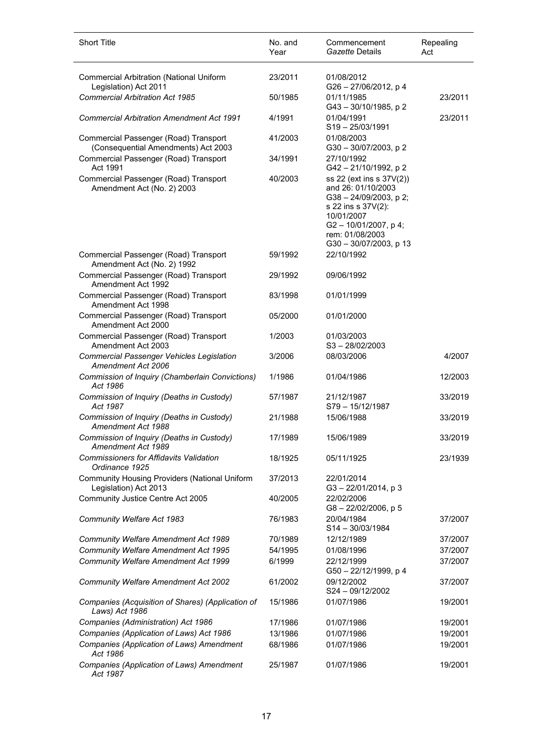| Short Title | No. and Year | Commencement *Gazette* Details | Repealing Act |
|---|---|---|---|
| Commercial Arbitration (National Uniform Legislation) Act 2011 | 23/2011 | 01/08/2012 G26 – 27/06/2012, p 4 | |
| *Commercial Arbitration Act 1985* | 50/1985 | 01/11/1985 G43 – 30/10/1985, p 2 | 23/2011 |
| *Commercial Arbitration Amendment Act 1991* | 4/1991 | 01/04/1991 S19 – 25/03/1991 | 23/2011 |
| Commercial Passenger (Road) Transport (Consequential Amendments) Act 2003 | 41/2003 | 01/08/2003 G30 – 30/07/2003, p 2 | |
| Commercial Passenger (Road) Transport Act 1991 | 34/1991 | 27/10/1992 G42 – 21/10/1992, p 2 | |
| Commercial Passenger (Road) Transport Amendment Act (No. 2) 2003 | 40/2003 | ss 22 (ext ins s 37V(2)) and 26: 01/10/2003 G38 – 24/09/2003, p 2; s 22 ins s 37V(2): 10/01/2007 G2 – 10/01/2007, p 4; rem: 01/08/2003 G30 – 30/07/2003, p 13 | |
| Commercial Passenger (Road) Transport Amendment Act (No. 2) 1992 | 59/1992 | 22/10/1992 | |
| Commercial Passenger (Road) Transport Amendment Act 1992 | 29/1992 | 09/06/1992 | |
| Commercial Passenger (Road) Transport Amendment Act 1998 | 83/1998 | 01/01/1999 | |
| Commercial Passenger (Road) Transport Amendment Act 2000 | 05/2000 | 01/01/2000 | |
| Commercial Passenger (Road) Transport Amendment Act 2003 | 1/2003 | 01/03/2003 S3 – 28/02/2003 | |
| *Commercial Passenger Vehicles Legislation Amendment Act 2006* | 3/2006 | 08/03/2006 | 4/2007 |
| *Commission of Inquiry (Chamberlain Convictions) Act 1986* | 1/1986 | 01/04/1986 | 12/2003 |
| *Commission of Inquiry (Deaths in Custody) Act 1987* | 57/1987 | 21/12/1987 S79 – 15/12/1987 | 33/2019 |
| *Commission of Inquiry (Deaths in Custody) Amendment Act 1988* | 21/1988 | 15/06/1988 | 33/2019 |
| *Commission of Inquiry (Deaths in Custody) Amendment Act 1989* | 17/1989 | 15/06/1989 | 33/2019 |
| *Commissioners for Affidavits Validation Ordinance 1925* | 18/1925 | 05/11/1925 | 23/1939 |
| Community Housing Providers (National Uniform Legislation) Act 2013 | 37/2013 | 22/01/2014 G3 – 22/01/2014, p 3 | |
| Community Justice Centre Act 2005 | 40/2005 | 22/02/2006 G8 – 22/02/2006, p 5 | |
| *Community Welfare Act 1983* | 76/1983 | 20/04/1984 S14 – 30/03/1984 | 37/2007 |
| *Community Welfare Amendment Act 1989* | 70/1989 | 12/12/1989 | 37/2007 |
| *Community Welfare Amendment Act 1995* | 54/1995 | 01/08/1996 | 37/2007 |
| *Community Welfare Amendment Act 1999* | 6/1999 | 22/12/1999 G50 – 22/12/1999, p 4 | 37/2007 |
| *Community Welfare Amendment Act 2002* | 61/2002 | 09/12/2002 S24 – 09/12/2002 | 37/2007 |
| *Companies (Acquisition of Shares) (Application of Laws) Act 1986* | 15/1986 | 01/07/1986 | 19/2001 |
| *Companies (Administration) Act 1986* | 17/1986 | 01/07/1986 | 19/2001 |
| *Companies (Application of Laws) Act 1986* | 13/1986 | 01/07/1986 | 19/2001 |
| *Companies (Application of Laws) Amendment Act 1986* | 68/1986 | 01/07/1986 | 19/2001 |
| *Companies (Application of Laws) Amendment Act 1987* | 25/1987 | 01/07/1986 | 19/2001 |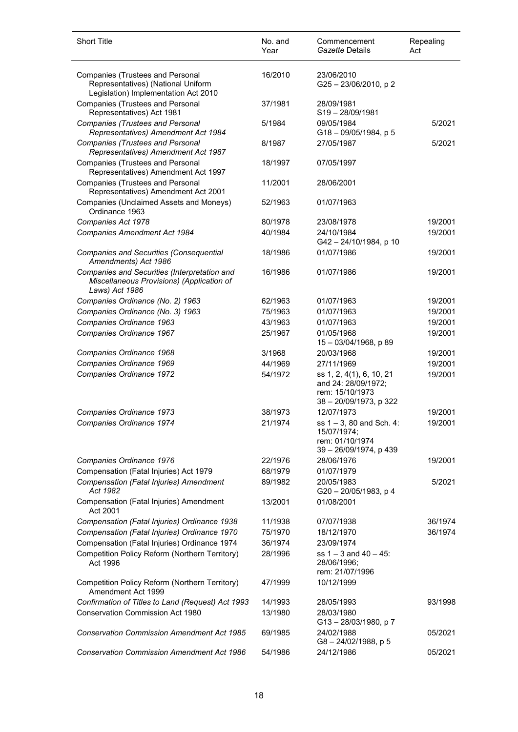| Short Title | No. and Year | Commencement *Gazette* Details | Repealing Act |
|---|---|---|---|
| Companies (Trustees and Personal Representatives) (National Uniform Legislation) Implementation Act 2010 | 16/2010 | 23/06/2010<br>G25 – 23/06/2010, p 2 | |
| Companies (Trustees and Personal Representatives) Act 1981 | 37/1981 | 28/09/1981<br>S19 – 28/09/1981 | |
| *Companies (Trustees and Personal Representatives) Amendment Act 1984* | 5/1984 | 09/05/1984<br>G18 – 09/05/1984, p 5 | 5/2021 |
| *Companies (Trustees and Personal Representatives) Amendment Act 1987* | 8/1987 | 27/05/1987 | 5/2021 |
| Companies (Trustees and Personal Representatives) Amendment Act 1997 | 18/1997 | 07/05/1997 | |
| Companies (Trustees and Personal Representatives) Amendment Act 2001 | 11/2001 | 28/06/2001 | |
| Companies (Unclaimed Assets and Moneys) Ordinance 1963 | 52/1963 | 01/07/1963 | |
| *Companies Act 1978* | 80/1978 | 23/08/1978 | 19/2001 |
| *Companies Amendment Act 1984* | 40/1984 | 24/10/1984<br>G42 – 24/10/1984, p 10 | 19/2001 |
| *Companies and Securities (Consequential Amendments) Act 1986* | 18/1986 | 01/07/1986 | 19/2001 |
| *Companies and Securities (Interpretation and Miscellaneous Provisions) (Application of Laws) Act 1986* | 16/1986 | 01/07/1986 | 19/2001 |
| *Companies Ordinance (No. 2) 1963* | 62/1963 | 01/07/1963 | 19/2001 |
| *Companies Ordinance (No. 3) 1963* | 75/1963 | 01/07/1963 | 19/2001 |
| *Companies Ordinance 1963* | 43/1963 | 01/07/1963 | 19/2001 |
| *Companies Ordinance 1967* | 25/1967 | 01/05/1968<br>15 – 03/04/1968, p 89 | 19/2001 |
| *Companies Ordinance 1968* | 3/1968 | 20/03/1968 | 19/2001 |
| *Companies Ordinance 1969* | 44/1969 | 27/11/1969 | 19/2001 |
| *Companies Ordinance 1972* | 54/1972 | ss 1, 2, 4(1), 6, 10, 21 and 24: 28/09/1972;<br>rem: 15/10/1973<br>38 – 20/09/1973, p 322 | 19/2001 |
| *Companies Ordinance 1973* | 38/1973 | 12/07/1973 | 19/2001 |
| *Companies Ordinance 1974* | 21/1974 | ss 1 – 3, 80 and Sch. 4: 15/07/1974;<br>rem: 01/10/1974<br>39 – 26/09/1974, p 439 | 19/2001 |
| *Companies Ordinance 1976* | 22/1976 | 28/06/1976 | 19/2001 |
| Compensation (Fatal Injuries) Act 1979 | 68/1979 | 01/07/1979 | |
| *Compensation (Fatal Injuries) Amendment Act 1982* | 89/1982 | 20/05/1983<br>G20 – 20/05/1983, p 4 | 5/2021 |
| Compensation (Fatal Injuries) Amendment Act 2001 | 13/2001 | 01/08/2001 | |
| *Compensation (Fatal Injuries) Ordinance 1938* | 11/1938 | 07/07/1938 | 36/1974 |
| *Compensation (Fatal Injuries) Ordinance 1970* | 75/1970 | 18/12/1970 | 36/1974 |
| Compensation (Fatal Injuries) Ordinance 1974 | 36/1974 | 23/09/1974 | |
| Competition Policy Reform (Northern Territory) Act 1996 | 28/1996 | ss 1 – 3 and 40 – 45: 28/06/1996;<br>rem: 21/07/1996 | |
| Competition Policy Reform (Northern Territory) Amendment Act 1999 | 47/1999 | 10/12/1999 | |
| *Confirmation of Titles to Land (Request) Act 1993* | 14/1993 | 28/05/1993 | 93/1998 |
| Conservation Commission Act 1980 | 13/1980 | 28/03/1980<br>G13 – 28/03/1980, p 7 | |
| *Conservation Commission Amendment Act 1985* | 69/1985 | 24/02/1988<br>G8 – 24/02/1988, p 5 | 05/2021 |
| *Conservation Commission Amendment Act 1986* | 54/1986 | 24/12/1986 | 05/2021 |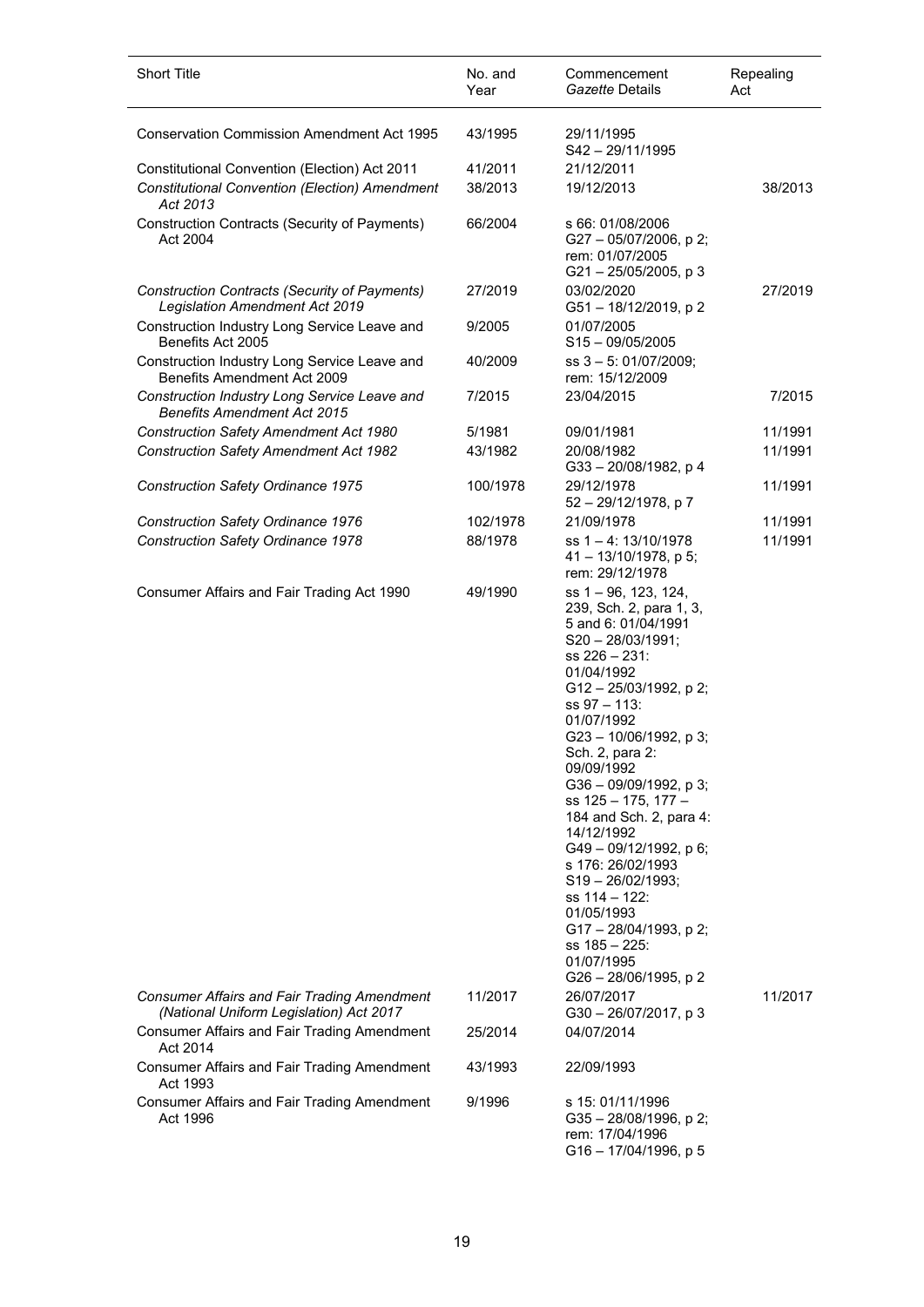| Short Title | No. and Year | Commencement *Gazette* Details | Repealing Act |
|---|---|---|---|
| Conservation Commission Amendment Act 1995 | 43/1995 | 29/11/1995<br>S42 – 29/11/1995 | |
| Constitutional Convention (Election) Act 2011 | 41/2011 | 21/12/2011 | |
| *Constitutional Convention (Election) Amendment Act 2013* | 38/2013 | 19/12/2013 | 38/2013 |
| Construction Contracts (Security of Payments) Act 2004 | 66/2004 | s 66: 01/08/2006<br>G27 – 05/07/2006, p 2;<br>rem: 01/07/2005<br>G21 – 25/05/2005, p 3 | |
| *Construction Contracts (Security of Payments) Legislation Amendment Act 2019* | 27/2019 | 03/02/2020<br>G51 – 18/12/2019, p 2 | 27/2019 |
| Construction Industry Long Service Leave and Benefits Act 2005 | 9/2005 | 01/07/2005<br>S15 – 09/05/2005 | |
| Construction Industry Long Service Leave and Benefits Amendment Act 2009 | 40/2009 | ss 3 – 5: 01/07/2009;<br>rem: 15/12/2009 | |
| *Construction Industry Long Service Leave and Benefits Amendment Act 2015* | 7/2015 | 23/04/2015 | 7/2015 |
| *Construction Safety Amendment Act 1980* | 5/1981 | 09/01/1981 | 11/1991 |
| *Construction Safety Amendment Act 1982* | 43/1982 | 20/08/1982<br>G33 – 20/08/1982, p 4 | 11/1991 |
| *Construction Safety Ordinance 1975* | 100/1978 | 29/12/1978<br>52 – 29/12/1978, p 7 | 11/1991 |
| *Construction Safety Ordinance 1976* | 102/1978 | 21/09/1978 | 11/1991 |
| *Construction Safety Ordinance 1978* | 88/1978 | ss 1 – 4: 13/10/1978<br>41 – 13/10/1978, p 5;<br>rem: 29/12/1978 | 11/1991 |
| Consumer Affairs and Fair Trading Act 1990 | 49/1990 | ss 1 – 96, 123, 124, 239, Sch. 2, para 1, 3, 5 and 6: 01/04/1991<br>S20 – 28/03/1991;<br>ss 226 – 231: 01/04/1992<br>G12 – 25/03/1992, p 2;<br>ss 97 – 113: 01/07/1992<br>G23 – 10/06/1992, p 3;<br>Sch. 2, para 2: 09/09/1992<br>G36 – 09/09/1992, p 3;<br>ss 125 – 175, 177 – 184 and Sch. 2, para 4: 14/12/1992<br>G49 – 09/12/1992, p 6;<br>s 176: 26/02/1993<br>S19 – 26/02/1993;<br>ss 114 – 122: 01/05/1993<br>G17 – 28/04/1993, p 2;<br>ss 185 – 225: 01/07/1995<br>G26 – 28/06/1995, p 2 | |
| *Consumer Affairs and Fair Trading Amendment (National Uniform Legislation) Act 2017* | 11/2017 | 26/07/2017<br>G30 – 26/07/2017, p 3 | 11/2017 |
| Consumer Affairs and Fair Trading Amendment Act 2014 | 25/2014 | 04/07/2014 | |
| Consumer Affairs and Fair Trading Amendment Act 1993 | 43/1993 | 22/09/1993 | |
| Consumer Affairs and Fair Trading Amendment Act 1996 | 9/1996 | s 15: 01/11/1996<br>G35 – 28/08/1996, p 2;<br>rem: 17/04/1996<br>G16 – 17/04/1996, p 5 | |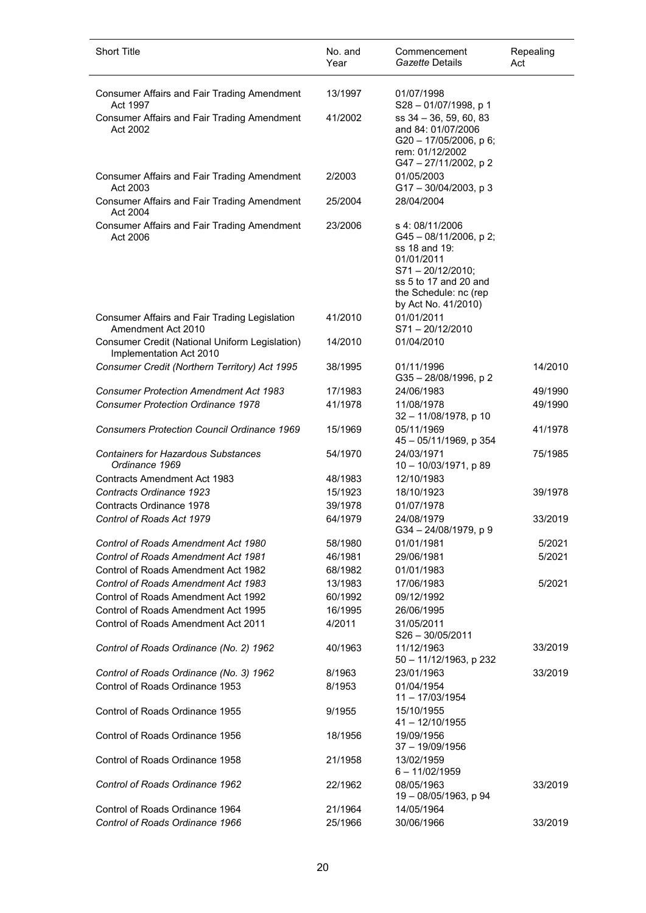| Short Title | No. and Year | Commencement *Gazette* Details | Repealing Act |
|---|---|---|---|
| Consumer Affairs and Fair Trading Amendment Act 1997 | 13/1997 | 01/07/1998 S28 – 01/07/1998, p 1 | |
| Consumer Affairs and Fair Trading Amendment Act 2002 | 41/2002 | ss 34 – 36, 59, 60, 83 and 84: 01/07/2006 G20 – 17/05/2006, p 6; rem: 01/12/2002 G47 – 27/11/2002, p 2 | |
| Consumer Affairs and Fair Trading Amendment Act 2003 | 2/2003 | 01/05/2003 G17 – 30/04/2003, p 3 | |
| Consumer Affairs and Fair Trading Amendment Act 2004 | 25/2004 | 28/04/2004 | |
| Consumer Affairs and Fair Trading Amendment Act 2006 | 23/2006 | s 4: 08/11/2006 G45 – 08/11/2006, p 2; ss 18 and 19: 01/01/2011 S71 – 20/12/2010; ss 5 to 17 and 20 and the Schedule: nc (rep by Act No. 41/2010) | |
| Consumer Affairs and Fair Trading Legislation Amendment Act 2010 | 41/2010 | 01/01/2011 S71 – 20/12/2010 | |
| Consumer Credit (National Uniform Legislation) Implementation Act 2010 | 14/2010 | 01/04/2010 | |
| *Consumer Credit (Northern Territory) Act 1995* | 38/1995 | 01/11/1996 G35 – 28/08/1996, p 2 | 14/2010 |
| *Consumer Protection Amendment Act 1983* | 17/1983 | 24/06/1983 | 49/1990 |
| *Consumer Protection Ordinance 1978* | 41/1978 | 11/08/1978 32 – 11/08/1978, p 10 | 49/1990 |
| *Consumers Protection Council Ordinance 1969* | 15/1969 | 05/11/1969 45 – 05/11/1969, p 354 | 41/1978 |
| *Containers for Hazardous Substances Ordinance 1969* | 54/1970 | 24/03/1971 10 – 10/03/1971, p 89 | 75/1985 |
| Contracts Amendment Act 1983 | 48/1983 | 12/10/1983 | |
| *Contracts Ordinance 1923* | 15/1923 | 18/10/1923 | 39/1978 |
| Contracts Ordinance 1978 | 39/1978 | 01/07/1978 | |
| *Control of Roads Act 1979* | 64/1979 | 24/08/1979 G34 – 24/08/1979, p 9 | 33/2019 |
| *Control of Roads Amendment Act 1980* | 58/1980 | 01/01/1981 | 5/2021 |
| *Control of Roads Amendment Act 1981* | 46/1981 | 29/06/1981 | 5/2021 |
| Control of Roads Amendment Act 1982 | 68/1982 | 01/01/1983 | |
| *Control of Roads Amendment Act 1983* | 13/1983 | 17/06/1983 | 5/2021 |
| Control of Roads Amendment Act 1992 | 60/1992 | 09/12/1992 | |
| Control of Roads Amendment Act 1995 | 16/1995 | 26/06/1995 | |
| Control of Roads Amendment Act 2011 | 4/2011 | 31/05/2011 S26 – 30/05/2011 | |
| *Control of Roads Ordinance (No. 2) 1962* | 40/1963 | 11/12/1963 50 – 11/12/1963, p 232 | 33/2019 |
| *Control of Roads Ordinance (No. 3) 1962* | 8/1963 | 23/01/1963 | 33/2019 |
| Control of Roads Ordinance 1953 | 8/1953 | 01/04/1954 11 – 17/03/1954 | |
| Control of Roads Ordinance 1955 | 9/1955 | 15/10/1955 41 – 12/10/1955 | |
| Control of Roads Ordinance 1956 | 18/1956 | 19/09/1956 37 – 19/09/1956 | |
| Control of Roads Ordinance 1958 | 21/1958 | 13/02/1959 6 – 11/02/1959 | |
| *Control of Roads Ordinance 1962* | 22/1962 | 08/05/1963 19 – 08/05/1963, p 94 | 33/2019 |
| Control of Roads Ordinance 1964 | 21/1964 | 14/05/1964 | |
| *Control of Roads Ordinance 1966* | 25/1966 | 30/06/1966 | 33/2019 |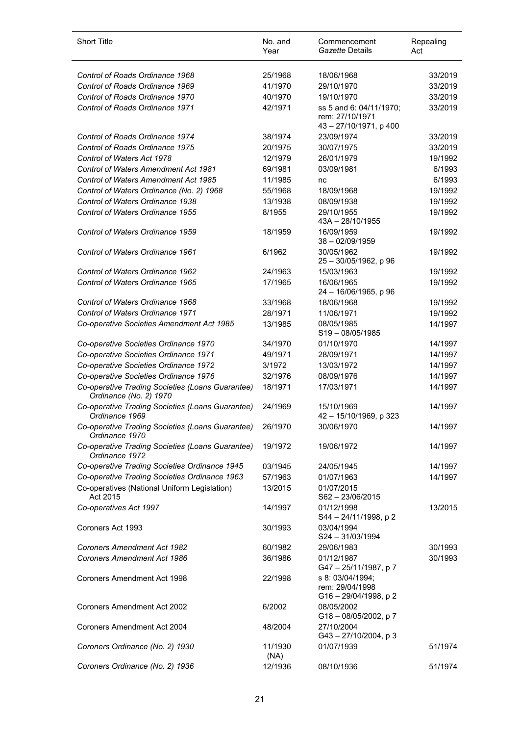| Short Title | No. and Year | Commencement *Gazette* Details | Repealing Act |
|---|---|---|---|
| *Control of Roads Ordinance 1968* | 25/1968 | 18/06/1968 | 33/2019 |
| *Control of Roads Ordinance 1969* | 41/1970 | 29/10/1970 | 33/2019 |
| *Control of Roads Ordinance 1970* | 40/1970 | 19/10/1970 | 33/2019 |
| *Control of Roads Ordinance 1971* | 42/1971 | ss 5 and 6: 04/11/1970; rem: 27/10/1971 43 – 27/10/1971, p 400 | 33/2019 |
| *Control of Roads Ordinance 1974* | 38/1974 | 23/09/1974 | 33/2019 |
| *Control of Roads Ordinance 1975* | 20/1975 | 30/07/1975 | 33/2019 |
| *Control of Waters Act 1978* | 12/1979 | 26/01/1979 | 19/1992 |
| *Control of Waters Amendment Act 1981* | 69/1981 | 03/09/1981 | 6/1993 |
| *Control of Waters Amendment Act 1985* | 11/1985 | nc | 6/1993 |
| *Control of Waters Ordinance (No. 2) 1968* | 55/1968 | 18/09/1968 | 19/1992 |
| *Control of Waters Ordinance 1938* | 13/1938 | 08/09/1938 | 19/1992 |
| *Control of Waters Ordinance 1955* | 8/1955 | 29/10/1955 43A – 28/10/1955 | 19/1992 |
| *Control of Waters Ordinance 1959* | 18/1959 | 16/09/1959 38 – 02/09/1959 | 19/1992 |
| *Control of Waters Ordinance 1961* | 6/1962 | 30/05/1962 25 – 30/05/1962, p 96 | 19/1992 |
| *Control of Waters Ordinance 1962* | 24/1963 | 15/03/1963 | 19/1992 |
| *Control of Waters Ordinance 1965* | 17/1965 | 16/06/1965 24 – 16/06/1965, p 96 | 19/1992 |
| *Control of Waters Ordinance 1968* | 33/1968 | 18/06/1968 | 19/1992 |
| *Control of Waters Ordinance 1971* | 28/1971 | 11/06/1971 | 19/1992 |
| *Co-operative Societies Amendment Act 1985* | 13/1985 | 08/05/1985 S19 – 08/05/1985 | 14/1997 |
| *Co-operative Societies Ordinance 1970* | 34/1970 | 01/10/1970 | 14/1997 |
| *Co-operative Societies Ordinance 1971* | 49/1971 | 28/09/1971 | 14/1997 |
| *Co-operative Societies Ordinance 1972* | 3/1972 | 13/03/1972 | 14/1997 |
| *Co-operative Societies Ordinance 1976* | 32/1976 | 08/09/1976 | 14/1997 |
| *Co-operative Trading Societies (Loans Guarantee) Ordinance (No. 2) 1970* | 18/1971 | 17/03/1971 | 14/1997 |
| *Co-operative Trading Societies (Loans Guarantee) Ordinance 1969* | 24/1969 | 15/10/1969 42 – 15/10/1969, p 323 | 14/1997 |
| *Co-operative Trading Societies (Loans Guarantee) Ordinance 1970* | 26/1970 | 30/06/1970 | 14/1997 |
| *Co-operative Trading Societies (Loans Guarantee) Ordinance 1972* | 19/1972 | 19/06/1972 | 14/1997 |
| *Co-operative Trading Societies Ordinance 1945* | 03/1945 | 24/05/1945 | 14/1997 |
| *Co-operative Trading Societies Ordinance 1963* | 57/1963 | 01/07/1963 | 14/1997 |
| Co-operatives (National Uniform Legislation) Act 2015 | 13/2015 | 01/07/2015 S62 – 23/06/2015 | |
| *Co-operatives Act 1997* | 14/1997 | 01/12/1998 S44 – 24/11/1998, p 2 | 13/2015 |
| Coroners Act 1993 | 30/1993 | 03/04/1994 S24 – 31/03/1994 | |
| *Coroners Amendment Act 1982* | 60/1982 | 29/06/1983 | 30/1993 |
| *Coroners Amendment Act 1986* | 36/1986 | 01/12/1987 G47 – 25/11/1987, p 7 | 30/1993 |
| Coroners Amendment Act 1998 | 22/1998 | s 8: 03/04/1994; rem: 29/04/1998 G16 – 29/04/1998, p 2 | |
| Coroners Amendment Act 2002 | 6/2002 | 08/05/2002 G18 – 08/05/2002, p 7 | |
| Coroners Amendment Act 2004 | 48/2004 | 27/10/2004 G43 – 27/10/2004, p 3 | |
| *Coroners Ordinance (No. 2) 1930* | 11/1930 (NA) | 01/07/1939 | 51/1974 |
| *Coroners Ordinance (No. 2) 1936* | 12/1936 | 08/10/1936 | 51/1974 |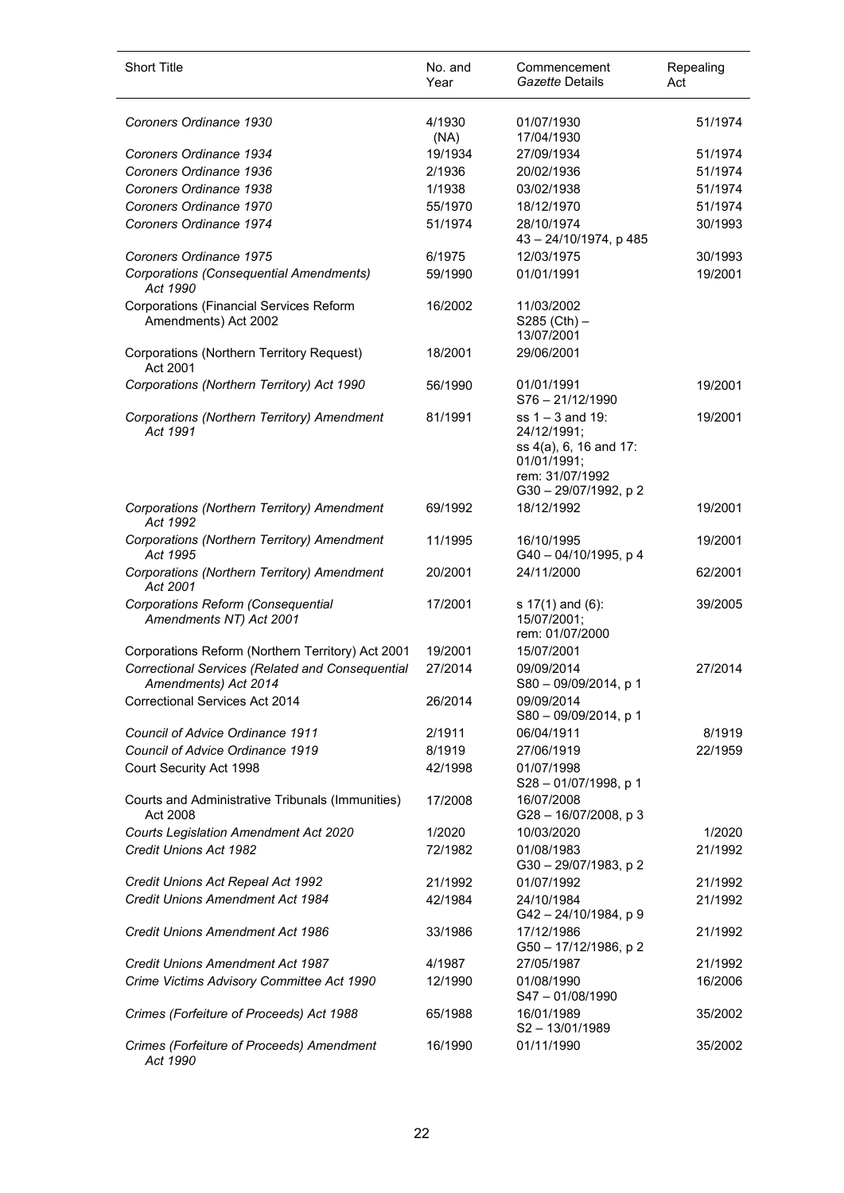| Short Title | No. and Year | Commencement *Gazette* Details | Repealing Act |
|---|---|---|---|
| *Coroners Ordinance 1930* | 4/1930 (NA) | 01/07/1930<br>17/04/1930 | 51/1974 |
| *Coroners Ordinance 1934* | 19/1934 | 27/09/1934 | 51/1974 |
| *Coroners Ordinance 1936* | 2/1936 | 20/02/1936 | 51/1974 |
| *Coroners Ordinance 1938* | 1/1938 | 03/02/1938 | 51/1974 |
| *Coroners Ordinance 1970* | 55/1970 | 18/12/1970 | 51/1974 |
| *Coroners Ordinance 1974* | 51/1974 | 28/10/1974<br>43 – 24/10/1974, p 485 | 30/1993 |
| *Coroners Ordinance 1975* | 6/1975 | 12/03/1975 | 30/1993 |
| *Corporations (Consequential Amendments) Act 1990* | 59/1990 | 01/01/1991 | 19/2001 |
| Corporations (Financial Services Reform Amendments) Act 2002 | 16/2002 | 11/03/2002<br>S285 (Cth) – 13/07/2001 | |
| Corporations (Northern Territory Request) Act 2001 | 18/2001 | 29/06/2001 | |
| *Corporations (Northern Territory) Act 1990* | 56/1990 | 01/01/1991<br>S76 – 21/12/1990 | 19/2001 |
| *Corporations (Northern Territory) Amendment Act 1991* | 81/1991 | ss 1 – 3 and 19: 24/12/1991;<br>ss 4(a), 6, 16 and 17: 01/01/1991;<br>rem: 31/07/1992<br>G30 – 29/07/1992, p 2 | 19/2001 |
| *Corporations (Northern Territory) Amendment Act 1992* | 69/1992 | 18/12/1992 | 19/2001 |
| *Corporations (Northern Territory) Amendment Act 1995* | 11/1995 | 16/10/1995<br>G40 – 04/10/1995, p 4 | 19/2001 |
| *Corporations (Northern Territory) Amendment Act 2001* | 20/2001 | 24/11/2000 | 62/2001 |
| *Corporations Reform (Consequential Amendments NT) Act 2001* | 17/2001 | s 17(1) and (6): 15/07/2001;<br>rem: 01/07/2000 | 39/2005 |
| Corporations Reform (Northern Territory) Act 2001 | 19/2001 | 15/07/2001 | |
| *Correctional Services (Related and Consequential Amendments) Act 2014* | 27/2014 | 09/09/2014<br>S80 – 09/09/2014, p 1 | 27/2014 |
| Correctional Services Act 2014 | 26/2014 | 09/09/2014<br>S80 – 09/09/2014, p 1 | |
| *Council of Advice Ordinance 1911* | 2/1911 | 06/04/1911 | 8/1919 |
| *Council of Advice Ordinance 1919* | 8/1919 | 27/06/1919 | 22/1959 |
| Court Security Act 1998 | 42/1998 | 01/07/1998<br>S28 – 01/07/1998, p 1 | |
| Courts and Administrative Tribunals (Immunities) Act 2008 | 17/2008 | 16/07/2008<br>G28 – 16/07/2008, p 3 | |
| *Courts Legislation Amendment Act 2020* | 1/2020 | 10/03/2020 | 1/2020 |
| *Credit Unions Act 1982* | 72/1982 | 01/08/1983<br>G30 – 29/07/1983, p 2 | 21/1992 |
| *Credit Unions Act Repeal Act 1992* | 21/1992 | 01/07/1992 | 21/1992 |
| *Credit Unions Amendment Act 1984* | 42/1984 | 24/10/1984<br>G42 – 24/10/1984, p 9 | 21/1992 |
| *Credit Unions Amendment Act 1986* | 33/1986 | 17/12/1986<br>G50 – 17/12/1986, p 2 | 21/1992 |
| *Credit Unions Amendment Act 1987* | 4/1987 | 27/05/1987 | 21/1992 |
| *Crime Victims Advisory Committee Act 1990* | 12/1990 | 01/08/1990<br>S47 – 01/08/1990 | 16/2006 |
| *Crimes (Forfeiture of Proceeds) Act 1988* | 65/1988 | 16/01/1989<br>S2 – 13/01/1989 | 35/2002 |
| *Crimes (Forfeiture of Proceeds) Amendment Act 1990* | 16/1990 | 01/11/1990 | 35/2002 |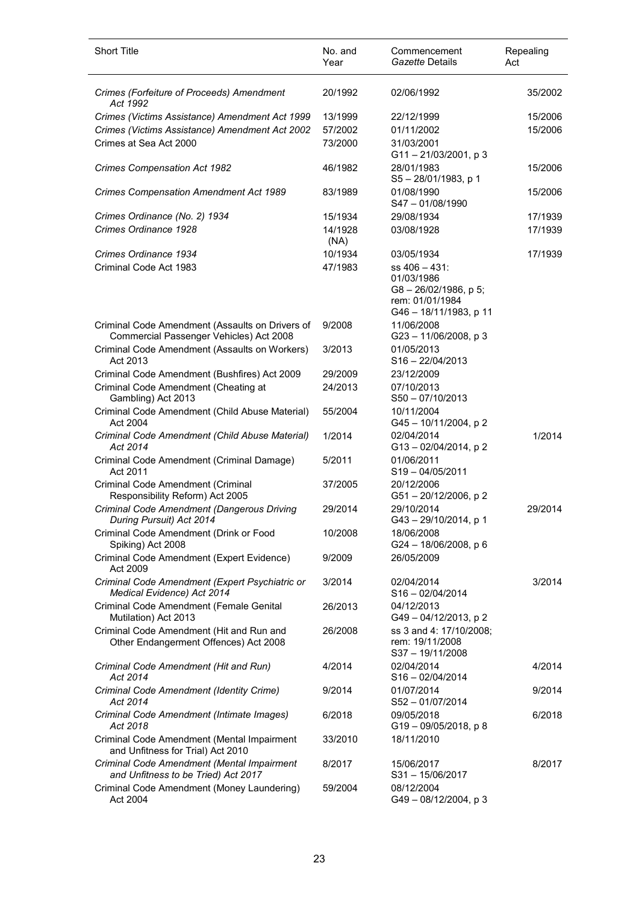| Short Title | No. and Year | Commencement *Gazette* Details | Repealing Act |
|---|---|---|---|
| *Crimes (Forfeiture of Proceeds) Amendment Act 1992* | 20/1992 | 02/06/1992 | 35/2002 |
| *Crimes (Victims Assistance) Amendment Act 1999* | 13/1999 | 22/12/1999 | 15/2006 |
| *Crimes (Victims Assistance) Amendment Act 2002* | 57/2002 | 01/11/2002 | 15/2006 |
| Crimes at Sea Act 2000 | 73/2000 | 31/03/2001<br>G11 – 21/03/2001, p 3 | |
| *Crimes Compensation Act 1982* | 46/1982 | 28/01/1983<br>S5 – 28/01/1983, p 1 | 15/2006 |
| *Crimes Compensation Amendment Act 1989* | 83/1989 | 01/08/1990<br>S47 – 01/08/1990 | 15/2006 |
| *Crimes Ordinance (No. 2) 1934* | 15/1934 | 29/08/1934 | 17/1939 |
| *Crimes Ordinance 1928* | 14/1928 (NA) | 03/08/1928 | 17/1939 |
| *Crimes Ordinance 1934* | 10/1934 | 03/05/1934 | 17/1939 |
| Criminal Code Act 1983 | 47/1983 | ss 406 – 431:<br>01/03/1986<br>G8 – 26/02/1986, p 5;<br>rem: 01/01/1984<br>G46 – 18/11/1983, p 11 | |
| Criminal Code Amendment (Assaults on Drivers of Commercial Passenger Vehicles) Act 2008 | 9/2008 | 11/06/2008<br>G23 – 11/06/2008, p 3 | |
| Criminal Code Amendment (Assaults on Workers) Act 2013 | 3/2013 | 01/05/2013<br>S16 – 22/04/2013 | |
| Criminal Code Amendment (Bushfires) Act 2009 | 29/2009 | 23/12/2009 | |
| Criminal Code Amendment (Cheating at Gambling) Act 2013 | 24/2013 | 07/10/2013<br>S50 – 07/10/2013 | |
| Criminal Code Amendment (Child Abuse Material) Act 2004 | 55/2004 | 10/11/2004<br>G45 – 10/11/2004, p 2 | |
| *Criminal Code Amendment (Child Abuse Material) Act 2014* | 1/2014 | 02/04/2014<br>G13 – 02/04/2014, p 2 | 1/2014 |
| Criminal Code Amendment (Criminal Damage) Act 2011 | 5/2011 | 01/06/2011<br>S19 – 04/05/2011 | |
| Criminal Code Amendment (Criminal Responsibility Reform) Act 2005 | 37/2005 | 20/12/2006<br>G51 – 20/12/2006, p 2 | |
| *Criminal Code Amendment (Dangerous Driving During Pursuit) Act 2014* | 29/2014 | 29/10/2014<br>G43 – 29/10/2014, p 1 | 29/2014 |
| Criminal Code Amendment (Drink or Food Spiking) Act 2008 | 10/2008 | 18/06/2008<br>G24 – 18/06/2008, p 6 | |
| Criminal Code Amendment (Expert Evidence) Act 2009 | 9/2009 | 26/05/2009 | |
| *Criminal Code Amendment (Expert Psychiatric or Medical Evidence) Act 2014* | 3/2014 | 02/04/2014<br>S16 – 02/04/2014 | 3/2014 |
| Criminal Code Amendment (Female Genital Mutilation) Act 2013 | 26/2013 | 04/12/2013<br>G49 – 04/12/2013, p 2 | |
| Criminal Code Amendment (Hit and Run and Other Endangerment Offences) Act 2008 | 26/2008 | ss 3 and 4: 17/10/2008;<br>rem: 19/11/2008<br>S37 – 19/11/2008 | |
| *Criminal Code Amendment (Hit and Run) Act 2014* | 4/2014 | 02/04/2014<br>S16 – 02/04/2014 | 4/2014 |
| *Criminal Code Amendment (Identity Crime) Act 2014* | 9/2014 | 01/07/2014<br>S52 – 01/07/2014 | 9/2014 |
| *Criminal Code Amendment (Intimate Images) Act 2018* | 6/2018 | 09/05/2018<br>G19 – 09/05/2018, p 8 | 6/2018 |
| Criminal Code Amendment (Mental Impairment and Unfitness for Trial) Act 2010 | 33/2010 | 18/11/2010 | |
| *Criminal Code Amendment (Mental Impairment and Unfitness to be Tried) Act 2017* | 8/2017 | 15/06/2017<br>S31 – 15/06/2017 | 8/2017 |
| Criminal Code Amendment (Money Laundering) Act 2004 | 59/2004 | 08/12/2004<br>G49 – 08/12/2004, p 3 | |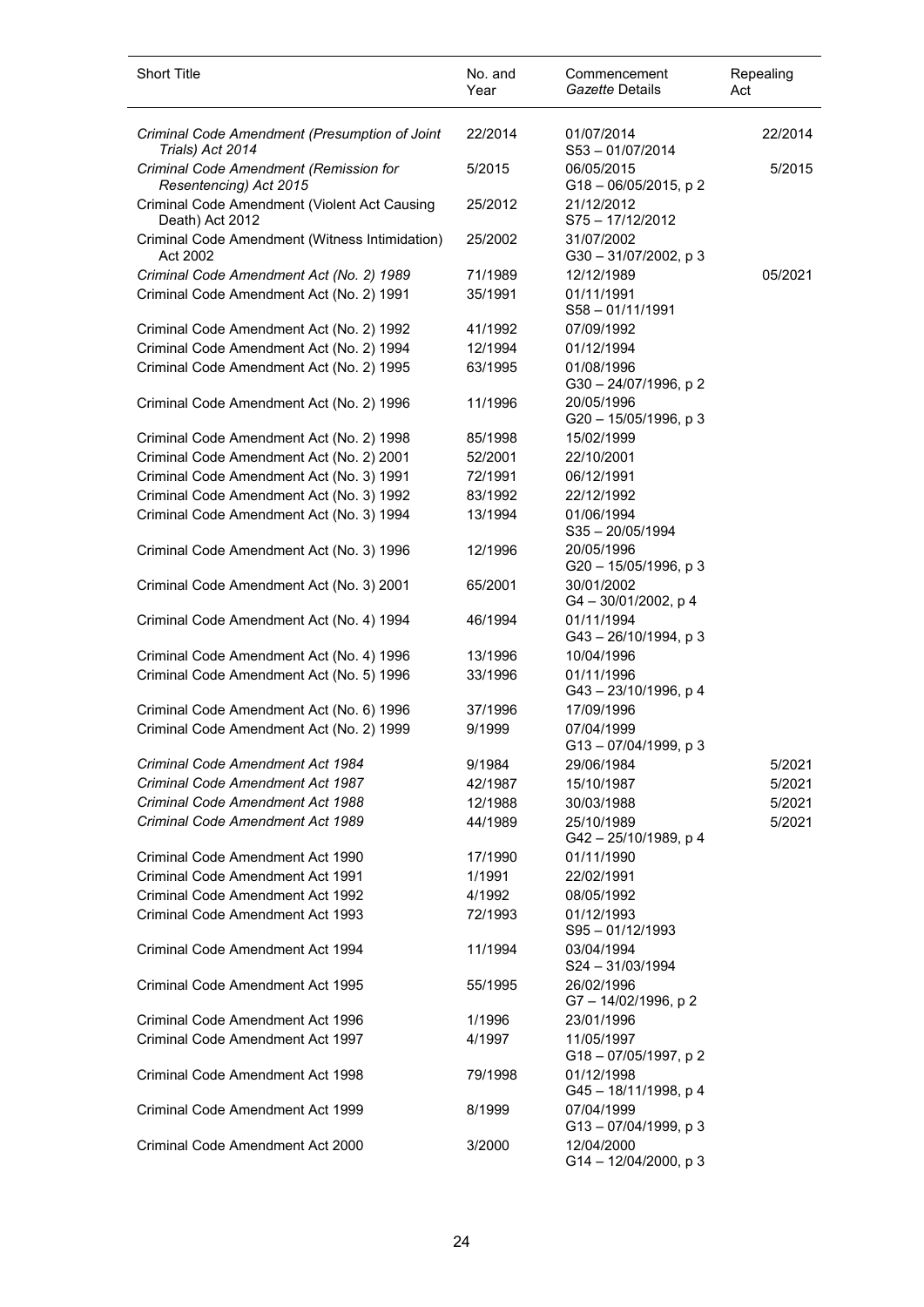| Short Title | No. and Year | Commencement *Gazette* Details | Repealing Act |
|---|---|---|---|
| *Criminal Code Amendment (Presumption of Joint Trials) Act 2014* | 22/2014 | 01/07/2014<br>S53 – 01/07/2014 | 22/2014 |
| *Criminal Code Amendment (Remission for Resentencing) Act 2015* | 5/2015 | 06/05/2015<br>G18 – 06/05/2015, p 2 | 5/2015 |
| Criminal Code Amendment (Violent Act Causing Death) Act 2012 | 25/2012 | 21/12/2012<br>S75 – 17/12/2012 | |
| Criminal Code Amendment (Witness Intimidation) Act 2002 | 25/2002 | 31/07/2002<br>G30 – 31/07/2002, p 3 | |
| *Criminal Code Amendment Act (No. 2) 1989* | 71/1989 | 12/12/1989 | 05/2021 |
| Criminal Code Amendment Act (No. 2) 1991 | 35/1991 | 01/11/1991<br>S58 – 01/11/1991 | |
| Criminal Code Amendment Act (No. 2) 1992 | 41/1992 | 07/09/1992 | |
| Criminal Code Amendment Act (No. 2) 1994 | 12/1994 | 01/12/1994 | |
| Criminal Code Amendment Act (No. 2) 1995 | 63/1995 | 01/08/1996<br>G30 – 24/07/1996, p 2 | |
| Criminal Code Amendment Act (No. 2) 1996 | 11/1996 | 20/05/1996<br>G20 – 15/05/1996, p 3 | |
| Criminal Code Amendment Act (No. 2) 1998 | 85/1998 | 15/02/1999 | |
| Criminal Code Amendment Act (No. 2) 2001 | 52/2001 | 22/10/2001 | |
| Criminal Code Amendment Act (No. 3) 1991 | 72/1991 | 06/12/1991 | |
| Criminal Code Amendment Act (No. 3) 1992 | 83/1992 | 22/12/1992 | |
| Criminal Code Amendment Act (No. 3) 1994 | 13/1994 | 01/06/1994<br>S35 – 20/05/1994 | |
| Criminal Code Amendment Act (No. 3) 1996 | 12/1996 | 20/05/1996<br>G20 – 15/05/1996, p 3 | |
| Criminal Code Amendment Act (No. 3) 2001 | 65/2001 | 30/01/2002<br>G4 – 30/01/2002, p 4 | |
| Criminal Code Amendment Act (No. 4) 1994 | 46/1994 | 01/11/1994<br>G43 – 26/10/1994, p 3 | |
| Criminal Code Amendment Act (No. 4) 1996 | 13/1996 | 10/04/1996 | |
| Criminal Code Amendment Act (No. 5) 1996 | 33/1996 | 01/11/1996<br>G43 – 23/10/1996, p 4 | |
| Criminal Code Amendment Act (No. 6) 1996 | 37/1996 | 17/09/1996 | |
| Criminal Code Amendment Act (No. 2) 1999 | 9/1999 | 07/04/1999<br>G13 – 07/04/1999, p 3 | |
| *Criminal Code Amendment Act 1984* | 9/1984 | 29/06/1984 | 5/2021 |
| *Criminal Code Amendment Act 1987* | 42/1987 | 15/10/1987 | 5/2021 |
| *Criminal Code Amendment Act 1988* | 12/1988 | 30/03/1988 | 5/2021 |
| *Criminal Code Amendment Act 1989* | 44/1989 | 25/10/1989<br>G42 – 25/10/1989, p 4 | 5/2021 |
| Criminal Code Amendment Act 1990 | 17/1990 | 01/11/1990 | |
| Criminal Code Amendment Act 1991 | 1/1991 | 22/02/1991 | |
| Criminal Code Amendment Act 1992 | 4/1992 | 08/05/1992 | |
| Criminal Code Amendment Act 1993 | 72/1993 | 01/12/1993<br>S95 – 01/12/1993 | |
| Criminal Code Amendment Act 1994 | 11/1994 | 03/04/1994<br>S24 – 31/03/1994 | |
| Criminal Code Amendment Act 1995 | 55/1995 | 26/02/1996<br>G7 – 14/02/1996, p 2 | |
| Criminal Code Amendment Act 1996 | 1/1996 | 23/01/1996 | |
| Criminal Code Amendment Act 1997 | 4/1997 | 11/05/1997<br>G18 – 07/05/1997, p 2 | |
| Criminal Code Amendment Act 1998 | 79/1998 | 01/12/1998<br>G45 – 18/11/1998, p 4 | |
| Criminal Code Amendment Act 1999 | 8/1999 | 07/04/1999<br>G13 – 07/04/1999, p 3 | |
| Criminal Code Amendment Act 2000 | 3/2000 | 12/04/2000<br>G14 – 12/04/2000, p 3 | |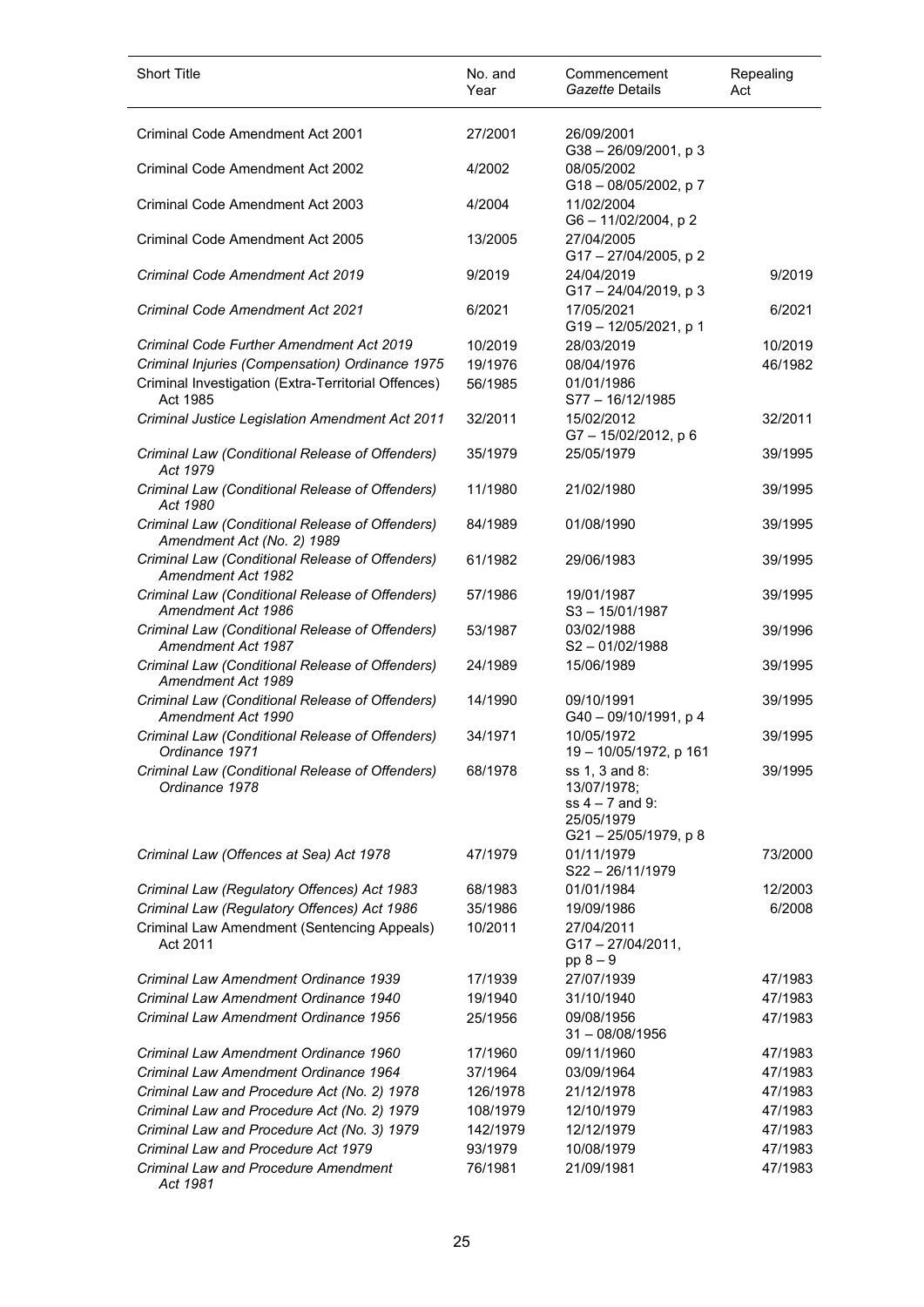| Short Title | No. and Year | Commencement *Gazette* Details | Repealing Act |
|---|---|---|---|
| Criminal Code Amendment Act 2001 | 27/2001 | 26/09/2001<br>G38 – 26/09/2001, p 3 | |
| Criminal Code Amendment Act 2002 | 4/2002 | 08/05/2002<br>G18 – 08/05/2002, p 7 | |
| Criminal Code Amendment Act 2003 | 4/2004 | 11/02/2004<br>G6 – 11/02/2004, p 2 | |
| Criminal Code Amendment Act 2005 | 13/2005 | 27/04/2005<br>G17 – 27/04/2005, p 2 | |
| *Criminal Code Amendment Act 2019* | 9/2019 | 24/04/2019<br>G17 – 24/04/2019, p 3 | 9/2019 |
| *Criminal Code Amendment Act 2021* | 6/2021 | 17/05/2021<br>G19 – 12/05/2021, p 1 | 6/2021 |
| *Criminal Code Further Amendment Act 2019* | 10/2019 | 28/03/2019 | 10/2019 |
| *Criminal Injuries (Compensation) Ordinance 1975* | 19/1976 | 08/04/1976 | 46/1982 |
| Criminal Investigation (Extra-Territorial Offences) Act 1985 | 56/1985 | 01/01/1986<br>S77 – 16/12/1985 | |
| *Criminal Justice Legislation Amendment Act 2011* | 32/2011 | 15/02/2012<br>G7 – 15/02/2012, p 6 | 32/2011 |
| *Criminal Law (Conditional Release of Offenders) Act 1979* | 35/1979 | 25/05/1979 | 39/1995 |
| *Criminal Law (Conditional Release of Offenders) Act 1980* | 11/1980 | 21/02/1980 | 39/1995 |
| *Criminal Law (Conditional Release of Offenders) Amendment Act (No. 2) 1989* | 84/1989 | 01/08/1990 | 39/1995 |
| *Criminal Law (Conditional Release of Offenders) Amendment Act 1982* | 61/1982 | 29/06/1983 | 39/1995 |
| *Criminal Law (Conditional Release of Offenders) Amendment Act 1986* | 57/1986 | 19/01/1987<br>S3 – 15/01/1987 | 39/1995 |
| *Criminal Law (Conditional Release of Offenders) Amendment Act 1987* | 53/1987 | 03/02/1988<br>S2 – 01/02/1988 | 39/1996 |
| *Criminal Law (Conditional Release of Offenders) Amendment Act 1989* | 24/1989 | 15/06/1989 | 39/1995 |
| *Criminal Law (Conditional Release of Offenders) Amendment Act 1990* | 14/1990 | 09/10/1991<br>G40 – 09/10/1991, p 4 | 39/1995 |
| *Criminal Law (Conditional Release of Offenders) Ordinance 1971* | 34/1971 | 10/05/1972<br>19 – 10/05/1972, p 161 | 39/1995 |
| *Criminal Law (Conditional Release of Offenders) Ordinance 1978* | 68/1978 | ss 1, 3 and 8:<br>13/07/1978;<br>ss 4 – 7 and 9:<br>25/05/1979<br>G21 – 25/05/1979, p 8 | 39/1995 |
| *Criminal Law (Offences at Sea) Act 1978* | 47/1979 | 01/11/1979<br>S22 – 26/11/1979 | 73/2000 |
| *Criminal Law (Regulatory Offences) Act 1983* | 68/1983 | 01/01/1984 | 12/2003 |
| *Criminal Law (Regulatory Offences) Act 1986* | 35/1986 | 19/09/1986 | 6/2008 |
| Criminal Law Amendment (Sentencing Appeals) Act 2011 | 10/2011 | 27/04/2011<br>G17 – 27/04/2011, pp 8 – 9 | |
| *Criminal Law Amendment Ordinance 1939* | 17/1939 | 27/07/1939 | 47/1983 |
| *Criminal Law Amendment Ordinance 1940* | 19/1940 | 31/10/1940 | 47/1983 |
| *Criminal Law Amendment Ordinance 1956* | 25/1956 | 09/08/1956<br>31 – 08/08/1956 | 47/1983 |
| *Criminal Law Amendment Ordinance 1960* | 17/1960 | 09/11/1960 | 47/1983 |
| *Criminal Law Amendment Ordinance 1964* | 37/1964 | 03/09/1964 | 47/1983 |
| *Criminal Law and Procedure Act (No. 2) 1978* | 126/1978 | 21/12/1978 | 47/1983 |
| *Criminal Law and Procedure Act (No. 2) 1979* | 108/1979 | 12/10/1979 | 47/1983 |
| *Criminal Law and Procedure Act (No. 3) 1979* | 142/1979 | 12/12/1979 | 47/1983 |
| *Criminal Law and Procedure Act 1979* | 93/1979 | 10/08/1979 | 47/1983 |
| *Criminal Law and Procedure Amendment Act 1981* | 76/1981 | 21/09/1981 | 47/1983 |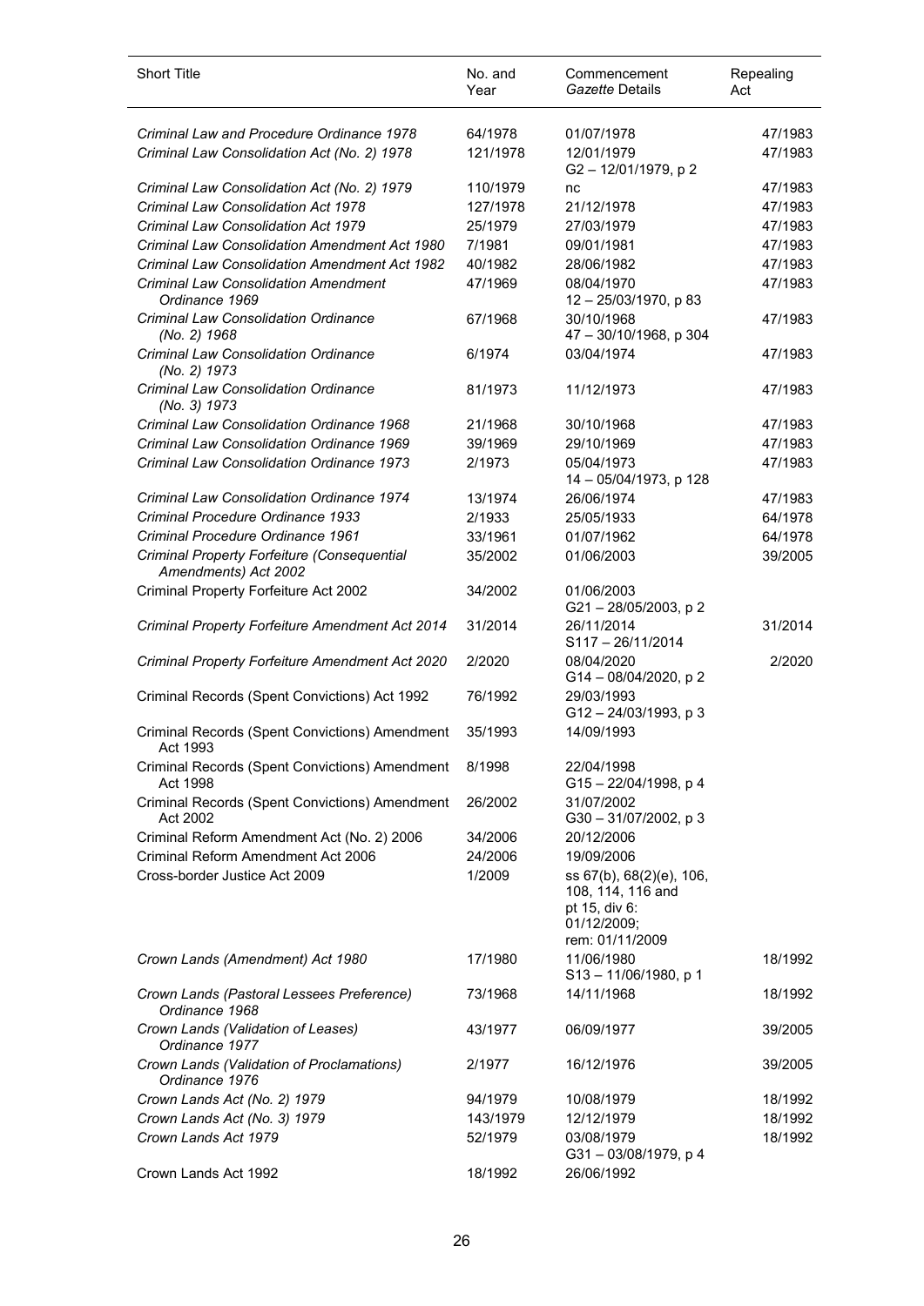| Short Title | No. and Year | Commencement *Gazette* Details | Repealing Act |
|---|---|---|---|
| *Criminal Law and Procedure Ordinance 1978* | 64/1978 | 01/07/1978 | 47/1983 |
| *Criminal Law Consolidation Act (No. 2) 1978* | 121/1978 | 12/01/1979<br>G2 – 12/01/1979, p 2 | 47/1983 |
| *Criminal Law Consolidation Act (No. 2) 1979* | 110/1979 | nc | 47/1983 |
| *Criminal Law Consolidation Act 1978* | 127/1978 | 21/12/1978 | 47/1983 |
| *Criminal Law Consolidation Act 1979* | 25/1979 | 27/03/1979 | 47/1983 |
| *Criminal Law Consolidation Amendment Act 1980* | 7/1981 | 09/01/1981 | 47/1983 |
| *Criminal Law Consolidation Amendment Act 1982* | 40/1982 | 28/06/1982 | 47/1983 |
| *Criminal Law Consolidation Amendment Ordinance 1969* | 47/1969 | 08/04/1970<br>12 – 25/03/1970, p 83 | 47/1983 |
| *Criminal Law Consolidation Ordinance (No. 2) 1968* | 67/1968 | 30/10/1968<br>47 – 30/10/1968, p 304 | 47/1983 |
| *Criminal Law Consolidation Ordinance (No. 2) 1973* | 6/1974 | 03/04/1974 | 47/1983 |
| *Criminal Law Consolidation Ordinance (No. 3) 1973* | 81/1973 | 11/12/1973 | 47/1983 |
| *Criminal Law Consolidation Ordinance 1968* | 21/1968 | 30/10/1968 | 47/1983 |
| *Criminal Law Consolidation Ordinance 1969* | 39/1969 | 29/10/1969 | 47/1983 |
| *Criminal Law Consolidation Ordinance 1973* | 2/1973 | 05/04/1973<br>14 – 05/04/1973, p 128 | 47/1983 |
| *Criminal Law Consolidation Ordinance 1974* | 13/1974 | 26/06/1974 | 47/1983 |
| *Criminal Procedure Ordinance 1933* | 2/1933 | 25/05/1933 | 64/1978 |
| *Criminal Procedure Ordinance 1961* | 33/1961 | 01/07/1962 | 64/1978 |
| *Criminal Property Forfeiture (Consequential Amendments) Act 2002* | 35/2002 | 01/06/2003 | 39/2005 |
| Criminal Property Forfeiture Act 2002 | 34/2002 | 01/06/2003<br>G21 – 28/05/2003, p 2 | |
| *Criminal Property Forfeiture Amendment Act 2014* | 31/2014 | 26/11/2014<br>S117 – 26/11/2014 | 31/2014 |
| *Criminal Property Forfeiture Amendment Act 2020* | 2/2020 | 08/04/2020<br>G14 – 08/04/2020, p 2 | 2/2020 |
| Criminal Records (Spent Convictions) Act 1992 | 76/1992 | 29/03/1993<br>G12 – 24/03/1993, p 3 | |
| Criminal Records (Spent Convictions) Amendment Act 1993 | 35/1993 | 14/09/1993 | |
| Criminal Records (Spent Convictions) Amendment Act 1998 | 8/1998 | 22/04/1998<br>G15 – 22/04/1998, p 4 | |
| Criminal Records (Spent Convictions) Amendment Act 2002 | 26/2002 | 31/07/2002<br>G30 – 31/07/2002, p 3 | |
| Criminal Reform Amendment Act (No. 2) 2006 | 34/2006 | 20/12/2006 | |
| Criminal Reform Amendment Act 2006 | 24/2006 | 19/09/2006 | |
| Cross-border Justice Act 2009 | 1/2009 | ss 67(b), 68(2)(e), 106, 108, 114, 116 and pt 15, div 6: 01/12/2009;<br>rem: 01/11/2009 | |
| *Crown Lands (Amendment) Act 1980* | 17/1980 | 11/06/1980<br>S13 – 11/06/1980, p 1 | 18/1992 |
| *Crown Lands (Pastoral Lessees Preference) Ordinance 1968* | 73/1968 | 14/11/1968 | 18/1992 |
| *Crown Lands (Validation of Leases) Ordinance 1977* | 43/1977 | 06/09/1977 | 39/2005 |
| *Crown Lands (Validation of Proclamations) Ordinance 1976* | 2/1977 | 16/12/1976 | 39/2005 |
| *Crown Lands Act (No. 2) 1979* | 94/1979 | 10/08/1979 | 18/1992 |
| *Crown Lands Act (No. 3) 1979* | 143/1979 | 12/12/1979 | 18/1992 |
| *Crown Lands Act 1979* | 52/1979 | 03/08/1979<br>G31 – 03/08/1979, p 4 | 18/1992 |
| Crown Lands Act 1992 | 18/1992 | 26/06/1992 | |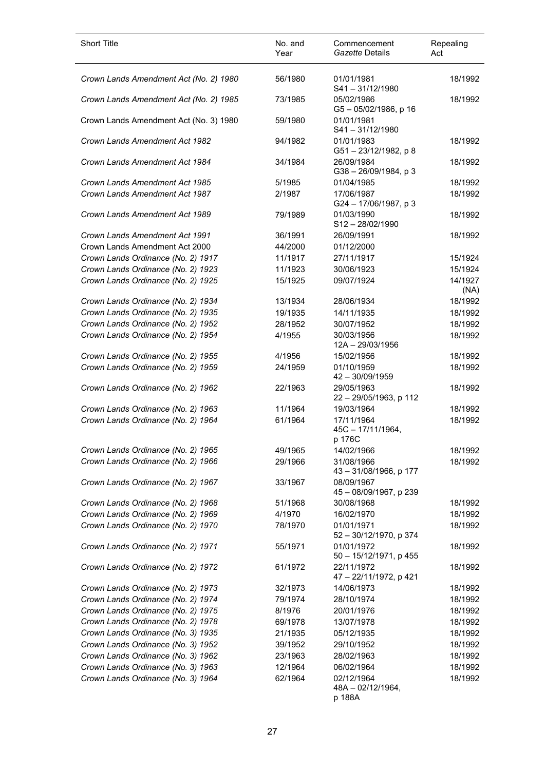| Short Title | No. and Year | Commencement *Gazette* Details | Repealing Act |
|---|---|---|---|
| *Crown Lands Amendment Act (No. 2) 1980* | 56/1980 | 01/01/1981<br>S41 – 31/12/1980 | 18/1992 |
| *Crown Lands Amendment Act (No. 2) 1985* | 73/1985 | 05/02/1986<br>G5 – 05/02/1986, p 16 | 18/1992 |
| Crown Lands Amendment Act (No. 3) 1980 | 59/1980 | 01/01/1981<br>S41 – 31/12/1980 | |
| *Crown Lands Amendment Act 1982* | 94/1982 | 01/01/1983<br>G51 – 23/12/1982, p 8 | 18/1992 |
| *Crown Lands Amendment Act 1984* | 34/1984 | 26/09/1984<br>G38 – 26/09/1984, p 3 | 18/1992 |
| *Crown Lands Amendment Act 1985* | 5/1985 | 01/04/1985 | 18/1992 |
| *Crown Lands Amendment Act 1987* | 2/1987 | 17/06/1987<br>G24 – 17/06/1987, p 3 | 18/1992 |
| *Crown Lands Amendment Act 1989* | 79/1989 | 01/03/1990<br>S12 – 28/02/1990 | 18/1992 |
| *Crown Lands Amendment Act 1991* | 36/1991 | 26/09/1991 | 18/1992 |
| Crown Lands Amendment Act 2000 | 44/2000 | 01/12/2000 | |
| *Crown Lands Ordinance (No. 2) 1917* | 11/1917 | 27/11/1917 | 15/1924 |
| *Crown Lands Ordinance (No. 2) 1923* | 11/1923 | 30/06/1923 | 15/1924 |
| *Crown Lands Ordinance (No. 2) 1925* | 15/1925 | 09/07/1924 | 14/1927 (NA) |
| *Crown Lands Ordinance (No. 2) 1934* | 13/1934 | 28/06/1934 | 18/1992 |
| *Crown Lands Ordinance (No. 2) 1935* | 19/1935 | 14/11/1935 | 18/1992 |
| *Crown Lands Ordinance (No. 2) 1952* | 28/1952 | 30/07/1952 | 18/1992 |
| *Crown Lands Ordinance (No. 2) 1954* | 4/1955 | 30/03/1956<br>12A – 29/03/1956 | 18/1992 |
| *Crown Lands Ordinance (No. 2) 1955* | 4/1956 | 15/02/1956 | 18/1992 |
| *Crown Lands Ordinance (No. 2) 1959* | 24/1959 | 01/10/1959<br>42 – 30/09/1959 | 18/1992 |
| *Crown Lands Ordinance (No. 2) 1962* | 22/1963 | 29/05/1963<br>22 – 29/05/1963, p 112 | 18/1992 |
| *Crown Lands Ordinance (No. 2) 1963* | 11/1964 | 19/03/1964 | 18/1992 |
| *Crown Lands Ordinance (No. 2) 1964* | 61/1964 | 17/11/1964<br>45C – 17/11/1964, p 176C | 18/1992 |
| *Crown Lands Ordinance (No. 2) 1965* | 49/1965 | 14/02/1966 | 18/1992 |
| *Crown Lands Ordinance (No. 2) 1966* | 29/1966 | 31/08/1966<br>43 – 31/08/1966, p 177 | 18/1992 |
| *Crown Lands Ordinance (No. 2) 1967* | 33/1967 | 08/09/1967<br>45 – 08/09/1967, p 239 | |
| *Crown Lands Ordinance (No. 2) 1968* | 51/1968 | 30/08/1968 | 18/1992 |
| *Crown Lands Ordinance (No. 2) 1969* | 4/1970 | 16/02/1970 | 18/1992 |
| *Crown Lands Ordinance (No. 2) 1970* | 78/1970 | 01/01/1971<br>52 – 30/12/1970, p 374 | 18/1992 |
| *Crown Lands Ordinance (No. 2) 1971* | 55/1971 | 01/01/1972<br>50 – 15/12/1971, p 455 | 18/1992 |
| *Crown Lands Ordinance (No. 2) 1972* | 61/1972 | 22/11/1972<br>47 – 22/11/1972, p 421 | 18/1992 |
| *Crown Lands Ordinance (No. 2) 1973* | 32/1973 | 14/06/1973 | 18/1992 |
| *Crown Lands Ordinance (No. 2) 1974* | 79/1974 | 28/10/1974 | 18/1992 |
| *Crown Lands Ordinance (No. 2) 1975* | 8/1976 | 20/01/1976 | 18/1992 |
| *Crown Lands Ordinance (No. 2) 1978* | 69/1978 | 13/07/1978 | 18/1992 |
| *Crown Lands Ordinance (No. 3) 1935* | 21/1935 | 05/12/1935 | 18/1992 |
| *Crown Lands Ordinance (No. 3) 1952* | 39/1952 | 29/10/1952 | 18/1992 |
| *Crown Lands Ordinance (No. 3) 1962* | 23/1963 | 28/02/1963 | 18/1992 |
| *Crown Lands Ordinance (No. 3) 1963* | 12/1964 | 06/02/1964 | 18/1992 |
| *Crown Lands Ordinance (No. 3) 1964* | 62/1964 | 02/12/1964<br>48A – 02/12/1964, p 188A | 18/1992 |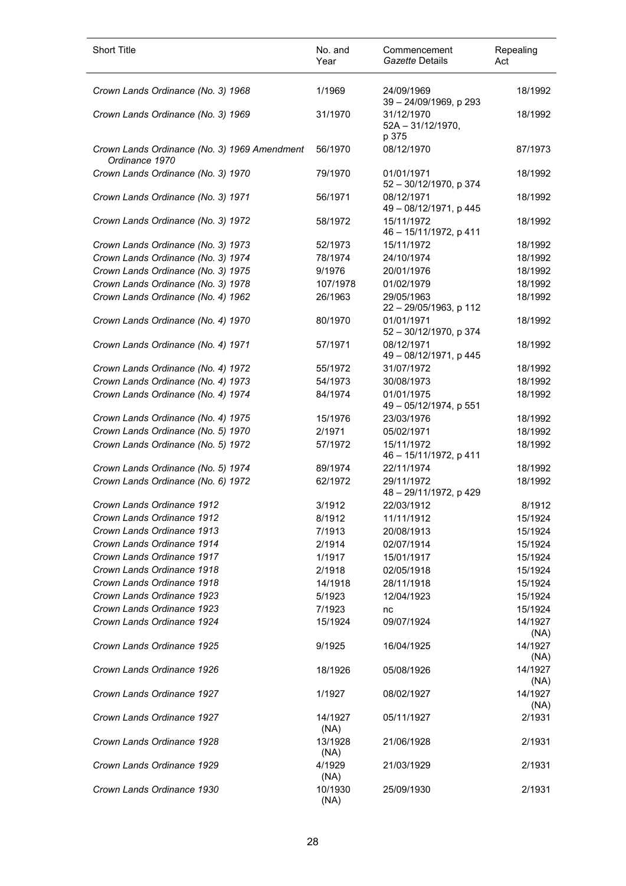| Short Title | No. and Year | Commencement *Gazette* Details | Repealing Act |
|---|---|---|---|
| *Crown Lands Ordinance (No. 3) 1968* | 1/1969 | 24/09/1969<br>39 – 24/09/1969, p 293 | 18/1992 |
| *Crown Lands Ordinance (No. 3) 1969* | 31/1970 | 31/12/1970<br>52A – 31/12/1970, p 375 | 18/1992 |
| *Crown Lands Ordinance (No. 3) 1969 Amendment Ordinance 1970* | 56/1970 | 08/12/1970 | 87/1973 |
| *Crown Lands Ordinance (No. 3) 1970* | 79/1970 | 01/01/1971<br>52 – 30/12/1970, p 374 | 18/1992 |
| *Crown Lands Ordinance (No. 3) 1971* | 56/1971 | 08/12/1971<br>49 – 08/12/1971, p 445 | 18/1992 |
| *Crown Lands Ordinance (No. 3) 1972* | 58/1972 | 15/11/1972<br>46 – 15/11/1972, p 411 | 18/1992 |
| *Crown Lands Ordinance (No. 3) 1973* | 52/1973 | 15/11/1972 | 18/1992 |
| *Crown Lands Ordinance (No. 3) 1974* | 78/1974 | 24/10/1974 | 18/1992 |
| *Crown Lands Ordinance (No. 3) 1975* | 9/1976 | 20/01/1976 | 18/1992 |
| *Crown Lands Ordinance (No. 3) 1978* | 107/1978 | 01/02/1979 | 18/1992 |
| *Crown Lands Ordinance (No. 4) 1962* | 26/1963 | 29/05/1963<br>22 – 29/05/1963, p 112 | 18/1992 |
| *Crown Lands Ordinance (No. 4) 1970* | 80/1970 | 01/01/1971<br>52 – 30/12/1970, p 374 | 18/1992 |
| *Crown Lands Ordinance (No. 4) 1971* | 57/1971 | 08/12/1971<br>49 – 08/12/1971, p 445 | 18/1992 |
| *Crown Lands Ordinance (No. 4) 1972* | 55/1972 | 31/07/1972 | 18/1992 |
| *Crown Lands Ordinance (No. 4) 1973* | 54/1973 | 30/08/1973 | 18/1992 |
| *Crown Lands Ordinance (No. 4) 1974* | 84/1974 | 01/01/1975<br>49 – 05/12/1974, p 551 | 18/1992 |
| *Crown Lands Ordinance (No. 4) 1975* | 15/1976 | 23/03/1976 | 18/1992 |
| *Crown Lands Ordinance (No. 5) 1970* | 2/1971 | 05/02/1971 | 18/1992 |
| *Crown Lands Ordinance (No. 5) 1972* | 57/1972 | 15/11/1972<br>46 – 15/11/1972, p 411 | 18/1992 |
| *Crown Lands Ordinance (No. 5) 1974* | 89/1974 | 22/11/1974 | 18/1992 |
| *Crown Lands Ordinance (No. 6) 1972* | 62/1972 | 29/11/1972<br>48 – 29/11/1972, p 429 | 18/1992 |
| *Crown Lands Ordinance 1912* | 3/1912 | 22/03/1912 | 8/1912 |
| *Crown Lands Ordinance 1912* | 8/1912 | 11/11/1912 | 15/1924 |
| *Crown Lands Ordinance 1913* | 7/1913 | 20/08/1913 | 15/1924 |
| *Crown Lands Ordinance 1914* | 2/1914 | 02/07/1914 | 15/1924 |
| *Crown Lands Ordinance 1917* | 1/1917 | 15/01/1917 | 15/1924 |
| *Crown Lands Ordinance 1918* | 2/1918 | 02/05/1918 | 15/1924 |
| *Crown Lands Ordinance 1918* | 14/1918 | 28/11/1918 | 15/1924 |
| *Crown Lands Ordinance 1923* | 5/1923 | 12/04/1923 | 15/1924 |
| *Crown Lands Ordinance 1923* | 7/1923 | nc | 15/1924 |
| *Crown Lands Ordinance 1924* | 15/1924 | 09/07/1924 | 14/1927 (NA) |
| *Crown Lands Ordinance 1925* | 9/1925 | 16/04/1925 | 14/1927 (NA) |
| *Crown Lands Ordinance 1926* | 18/1926 | 05/08/1926 | 14/1927 (NA) |
| *Crown Lands Ordinance 1927* | 1/1927 | 08/02/1927 | 14/1927 (NA) |
| *Crown Lands Ordinance 1927* | 14/1927 (NA) | 05/11/1927 | 2/1931 |
| *Crown Lands Ordinance 1928* | 13/1928 (NA) | 21/06/1928 | 2/1931 |
| *Crown Lands Ordinance 1929* | 4/1929 (NA) | 21/03/1929 | 2/1931 |
| *Crown Lands Ordinance 1930* | 10/1930 (NA) | 25/09/1930 | 2/1931 |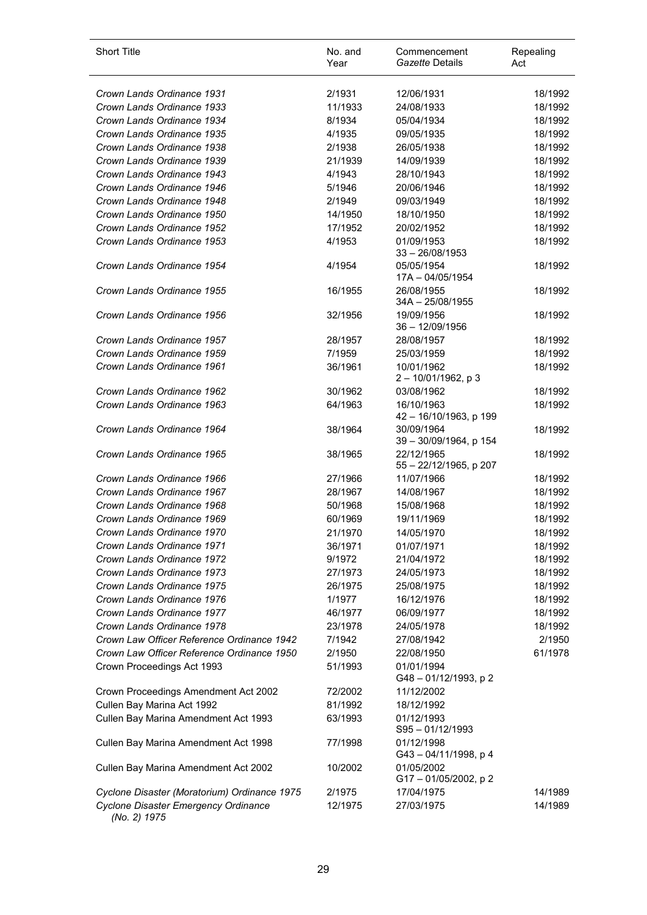| Short Title | No. and Year | Commencement *Gazette* Details | Repealing Act |
|---|---|---|---|
| *Crown Lands Ordinance 1931* | 2/1931 | 12/06/1931 | 18/1992 |
| *Crown Lands Ordinance 1933* | 11/1933 | 24/08/1933 | 18/1992 |
| *Crown Lands Ordinance 1934* | 8/1934 | 05/04/1934 | 18/1992 |
| *Crown Lands Ordinance 1935* | 4/1935 | 09/05/1935 | 18/1992 |
| *Crown Lands Ordinance 1938* | 2/1938 | 26/05/1938 | 18/1992 |
| *Crown Lands Ordinance 1939* | 21/1939 | 14/09/1939 | 18/1992 |
| *Crown Lands Ordinance 1943* | 4/1943 | 28/10/1943 | 18/1992 |
| *Crown Lands Ordinance 1946* | 5/1946 | 20/06/1946 | 18/1992 |
| *Crown Lands Ordinance 1948* | 2/1949 | 09/03/1949 | 18/1992 |
| *Crown Lands Ordinance 1950* | 14/1950 | 18/10/1950 | 18/1992 |
| *Crown Lands Ordinance 1952* | 17/1952 | 20/02/1952 | 18/1992 |
| *Crown Lands Ordinance 1953* | 4/1953 | 01/09/1953<br>33 – 26/08/1953 | 18/1992 |
| *Crown Lands Ordinance 1954* | 4/1954 | 05/05/1954<br>17A – 04/05/1954 | 18/1992 |
| *Crown Lands Ordinance 1955* | 16/1955 | 26/08/1955<br>34A – 25/08/1955 | 18/1992 |
| *Crown Lands Ordinance 1956* | 32/1956 | 19/09/1956<br>36 – 12/09/1956 | 18/1992 |
| *Crown Lands Ordinance 1957* | 28/1957 | 28/08/1957 | 18/1992 |
| *Crown Lands Ordinance 1959* | 7/1959 | 25/03/1959 | 18/1992 |
| *Crown Lands Ordinance 1961* | 36/1961 | 10/01/1962<br>2 – 10/01/1962, p 3 | 18/1992 |
| *Crown Lands Ordinance 1962* | 30/1962 | 03/08/1962 | 18/1992 |
| *Crown Lands Ordinance 1963* | 64/1963 | 16/10/1963<br>42 – 16/10/1963, p 199 | 18/1992 |
| *Crown Lands Ordinance 1964* | 38/1964 | 30/09/1964<br>39 – 30/09/1964, p 154 | 18/1992 |
| *Crown Lands Ordinance 1965* | 38/1965 | 22/12/1965<br>55 – 22/12/1965, p 207 | 18/1992 |
| *Crown Lands Ordinance 1966* | 27/1966 | 11/07/1966 | 18/1992 |
| *Crown Lands Ordinance 1967* | 28/1967 | 14/08/1967 | 18/1992 |
| *Crown Lands Ordinance 1968* | 50/1968 | 15/08/1968 | 18/1992 |
| *Crown Lands Ordinance 1969* | 60/1969 | 19/11/1969 | 18/1992 |
| *Crown Lands Ordinance 1970* | 21/1970 | 14/05/1970 | 18/1992 |
| *Crown Lands Ordinance 1971* | 36/1971 | 01/07/1971 | 18/1992 |
| *Crown Lands Ordinance 1972* | 9/1972 | 21/04/1972 | 18/1992 |
| *Crown Lands Ordinance 1973* | 27/1973 | 24/05/1973 | 18/1992 |
| *Crown Lands Ordinance 1975* | 26/1975 | 25/08/1975 | 18/1992 |
| *Crown Lands Ordinance 1976* | 1/1977 | 16/12/1976 | 18/1992 |
| *Crown Lands Ordinance 1977* | 46/1977 | 06/09/1977 | 18/1992 |
| *Crown Lands Ordinance 1978* | 23/1978 | 24/05/1978 | 18/1992 |
| *Crown Law Officer Reference Ordinance 1942* | 7/1942 | 27/08/1942 | 2/1950 |
| *Crown Law Officer Reference Ordinance 1950* | 2/1950 | 22/08/1950 | 61/1978 |
| Crown Proceedings Act 1993 | 51/1993 | 01/01/1994<br>G48 – 01/12/1993, p 2 | |
| Crown Proceedings Amendment Act 2002 | 72/2002 | 11/12/2002 | |
| Cullen Bay Marina Act 1992 | 81/1992 | 18/12/1992 | |
| Cullen Bay Marina Amendment Act 1993 | 63/1993 | 01/12/1993<br>S95 – 01/12/1993 | |
| Cullen Bay Marina Amendment Act 1998 | 77/1998 | 01/12/1998<br>G43 – 04/11/1998, p 4 | |
| Cullen Bay Marina Amendment Act 2002 | 10/2002 | 01/05/2002<br>G17 – 01/05/2002, p 2 | |
| *Cyclone Disaster (Moratorium) Ordinance 1975* | 2/1975 | 17/04/1975 | 14/1989 |
| *Cyclone Disaster Emergency Ordinance (No. 2) 1975* | 12/1975 | 27/03/1975 | 14/1989 |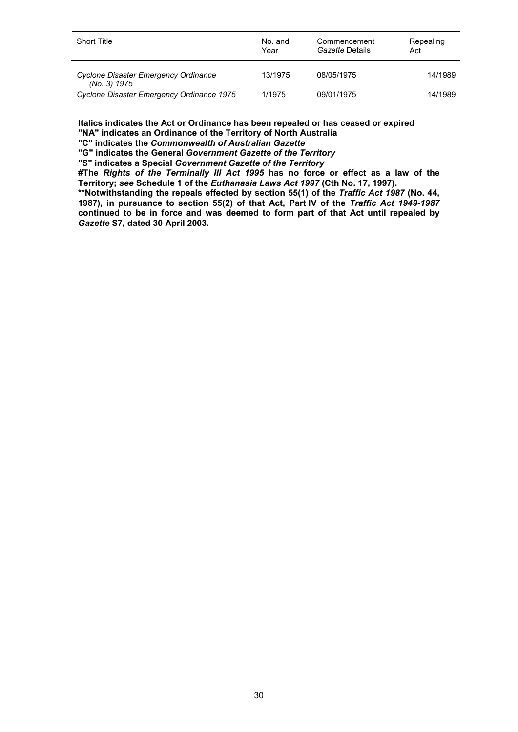| Short Title | No. and Year | Commencement *Gazette* Details | Repealing Act |
| --- | --- | --- | --- |
| *Cyclone Disaster Emergency Ordinance (No. 3) 1975* | 13/1975 | 08/05/1975 | 14/1989 |
| *Cyclone Disaster Emergency Ordinance 1975* | 1/1975 | 09/01/1975 | 14/1989 |

**Italics indicates the Act or Ordinance has been repealed or has ceased or expired**
**"NA" indicates an Ordinance of the Territory of North Australia**
**"C" indicates the *Commonwealth of Australian Gazette***
**"G" indicates the General *Government Gazette of the Territory***
**"S" indicates a Special *Government Gazette of the Territory***
**#The *Rights of the Terminally Ill Act 1995* has no force or effect as a law of the Territory; *see* Schedule 1 of the *Euthanasia Laws Act 1997* (Cth No. 17, 1997).**
**\*\*Notwithstanding the repeals effected by section 55(1) of the *Traffic Act 1987* (No. 44, 1987), in pursuance to section 55(2) of that Act, Part IV of the *Traffic Act 1949-1987* continued to be in force and was deemed to form part of that Act until repealed by *Gazette* S7, dated 30 April 2003.**